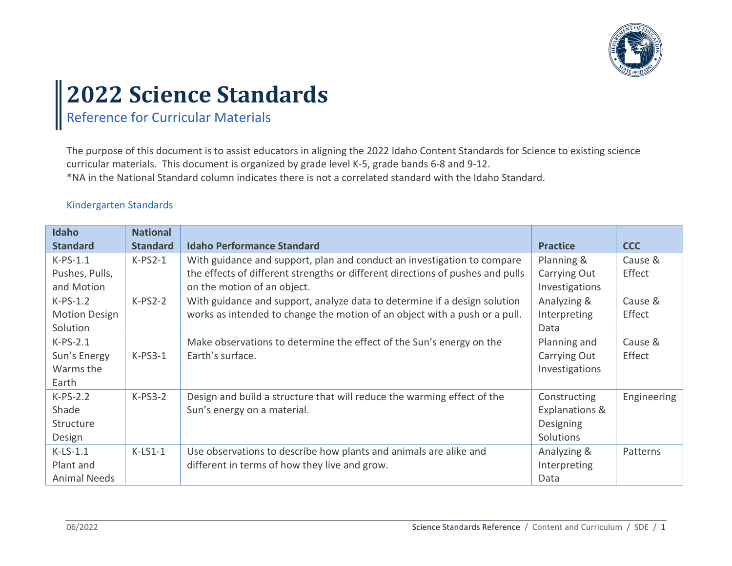# 2022 Science Standards

## Reference for Curricular Materials

The purpose of this document is to assist educators in aligning the 2022 Idaho Content Standards for Science to existing science curricular materials. This document is organized by grade level K-5, grade bands 6-8 and 9-12.
*NA in the National Standard column indicates there is not a correlated standard with the Idaho Standard.

### Kindergarten Standards

| Idaho Standard | National Standard | Idaho Performance Standard | Practice | CCC |
|---|---|---|---|---|
| K-PS-1.1 Pushes, Pulls, and Motion | K-PS2-1 | With guidance and support, plan and conduct an investigation to compare the effects of different strengths or different directions of pushes and pulls on the motion of an object. | Planning & Carrying Out Investigations | Cause & Effect |
| K-PS-1.2 Motion Design Solution | K-PS2-2 | With guidance and support, analyze data to determine if a design solution works as intended to change the motion of an object with a push or a pull. | Analyzing & Interpreting Data | Cause & Effect |
| K-PS-2.1 Sun's Energy Warms the Earth | K-PS3-1 | Make observations to determine the effect of the Sun's energy on the Earth's surface. | Planning and Carrying Out Investigations | Cause & Effect |
| K-PS-2.2 Shade Structure Design | K-PS3-2 | Design and build a structure that will reduce the warming effect of the Sun's energy on a material. | Constructing Explanations & Designing Solutions | Engineering |
| K-LS-1.1 Plant and Animal Needs | K-LS1-1 | Use observations to describe how plants and animals are alike and different in terms of how they live and grow. | Analyzing & Interpreting Data | Patterns |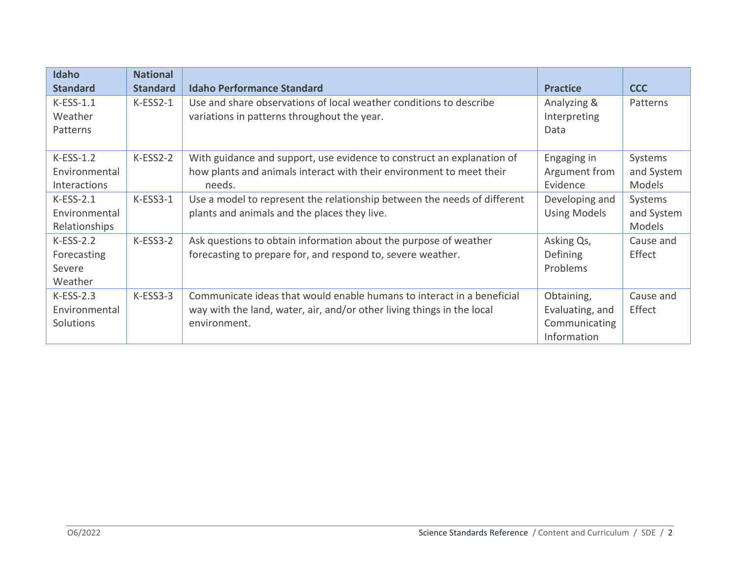| Idaho Standard | National Standard | Idaho Performance Standard | Practice | CCC |
|---|---|---|---|---|
| K-ESS-1.1 Weather Patterns | K-ESS2-1 | Use and share observations of local weather conditions to describe variations in patterns throughout the year. | Analyzing & Interpreting Data | Patterns |
| K-ESS-1.2 Environmental Interactions | K-ESS2-2 | With guidance and support, use evidence to construct an explanation of how plants and animals interact with their environment to meet their needs. | Engaging in Argument from Evidence | Systems and System Models |
| K-ESS-2.1 Environmental Relationships | K-ESS3-1 | Use a model to represent the relationship between the needs of different plants and animals and the places they live. | Developing and Using Models | Systems and System Models |
| K-ESS-2.2 Forecasting Severe Weather | K-ESS3-2 | Ask questions to obtain information about the purpose of weather forecasting to prepare for, and respond to, severe weather. | Asking Qs, Defining Problems | Cause and Effect |
| K-ESS-2.3 Environmental Solutions | K-ESS3-3 | Communicate ideas that would enable humans to interact in a beneficial way with the land, water, air, and/or other living things in the local environment. | Obtaining, Evaluating, and Communicating Information | Cause and Effect |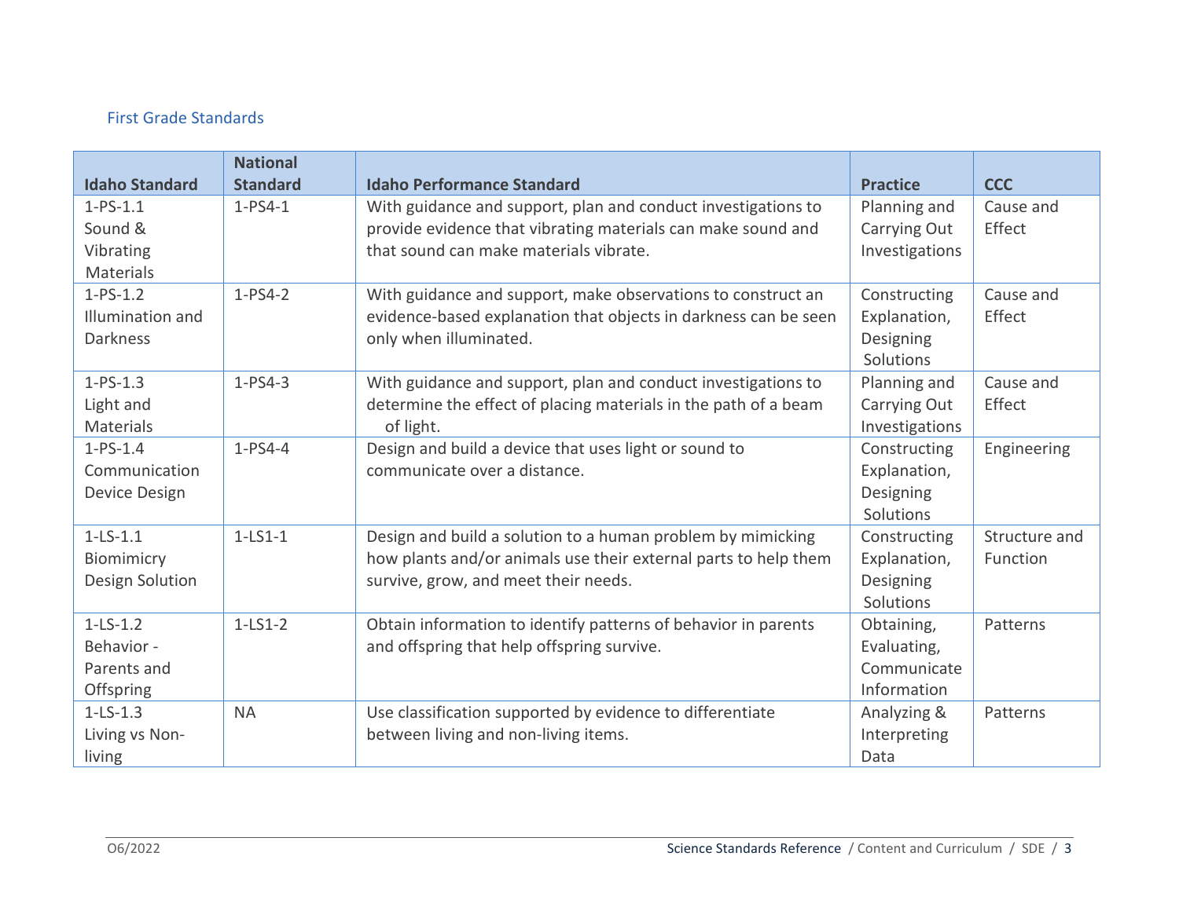## First Grade Standards

| Idaho Standard | National Standard | Idaho Performance Standard | Practice | CCC |
|---|---|---|---|---|
| 1-PS-1.1 Sound & Vibrating Materials | 1-PS4-1 | With guidance and support, plan and conduct investigations to provide evidence that vibrating materials can make sound and that sound can make materials vibrate. | Planning and Carrying Out Investigations | Cause and Effect |
| 1-PS-1.2 Illumination and Darkness | 1-PS4-2 | With guidance and support, make observations to construct an evidence-based explanation that objects in darkness can be seen only when illuminated. | Constructing Explanation, Designing Solutions | Cause and Effect |
| 1-PS-1.3 Light and Materials | 1-PS4-3 | With guidance and support, plan and conduct investigations to determine the effect of placing materials in the path of a beam of light. | Planning and Carrying Out Investigations | Cause and Effect |
| 1-PS-1.4 Communication Device Design | 1-PS4-4 | Design and build a device that uses light or sound to communicate over a distance. | Constructing Explanation, Designing Solutions | Engineering |
| 1-LS-1.1 Biomimicry Design Solution | 1-LS1-1 | Design and build a solution to a human problem by mimicking how plants and/or animals use their external parts to help them survive, grow, and meet their needs. | Constructing Explanation, Designing Solutions | Structure and Function |
| 1-LS-1.2 Behavior - Parents and Offspring | 1-LS1-2 | Obtain information to identify patterns of behavior in parents and offspring that help offspring survive. | Obtaining, Evaluating, Communicate Information | Patterns |
| 1-LS-1.3 Living vs Non-living | NA | Use classification supported by evidence to differentiate between living and non-living items. | Analyzing & Interpreting Data | Patterns |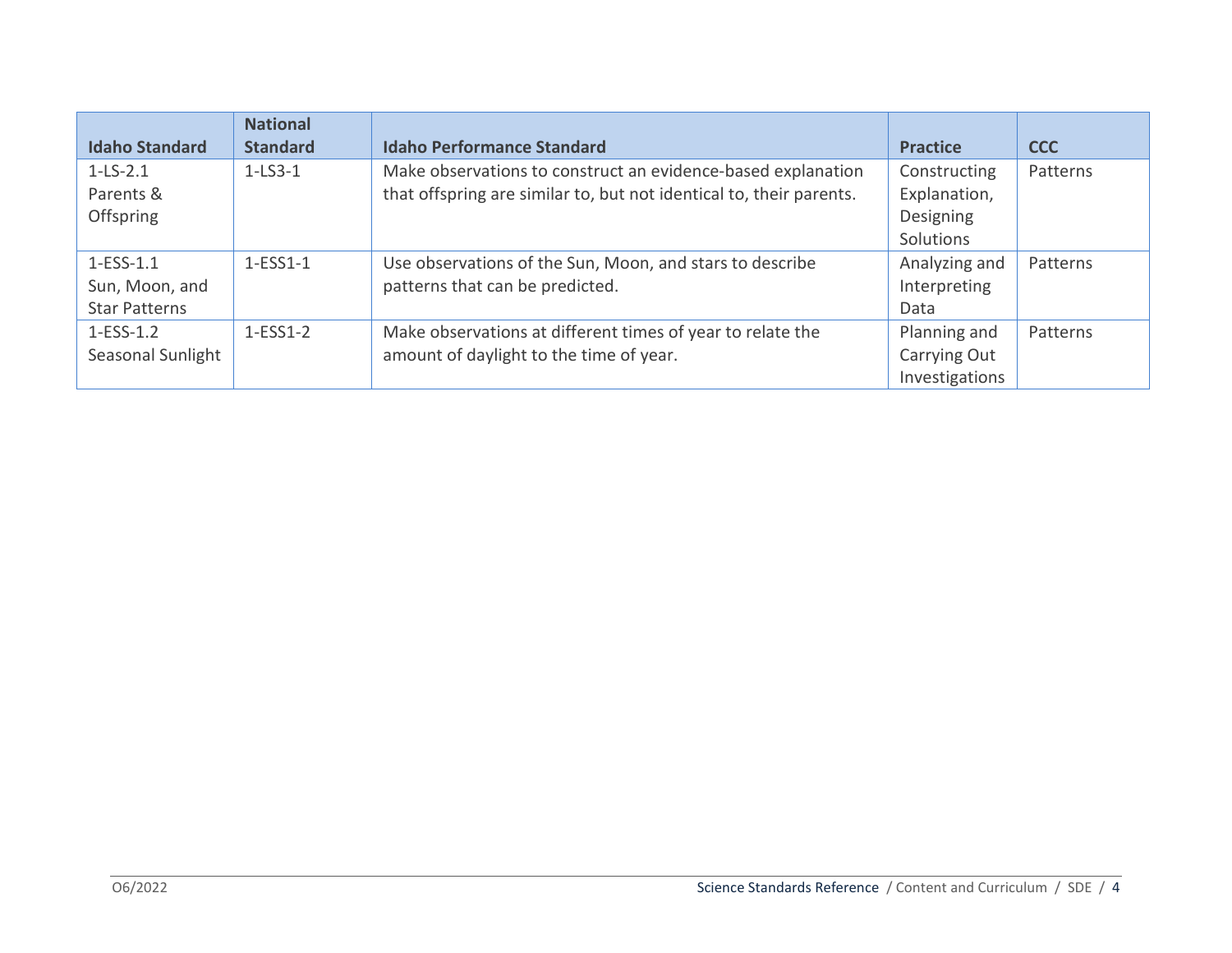| Idaho Standard | National Standard | Idaho Performance Standard | Practice | CCC |
|---|---|---|---|---|
| 1-LS-2.1 Parents & Offspring | 1-LS3-1 | Make observations to construct an evidence-based explanation that offspring are similar to, but not identical to, their parents. | Constructing Explanation, Designing Solutions | Patterns |
| 1-ESS-1.1 Sun, Moon, and Star Patterns | 1-ESS1-1 | Use observations of the Sun, Moon, and stars to describe patterns that can be predicted. | Analyzing and Interpreting Data | Patterns |
| 1-ESS-1.2 Seasonal Sunlight | 1-ESS1-2 | Make observations at different times of year to relate the amount of daylight to the time of year. | Planning and Carrying Out Investigations | Patterns |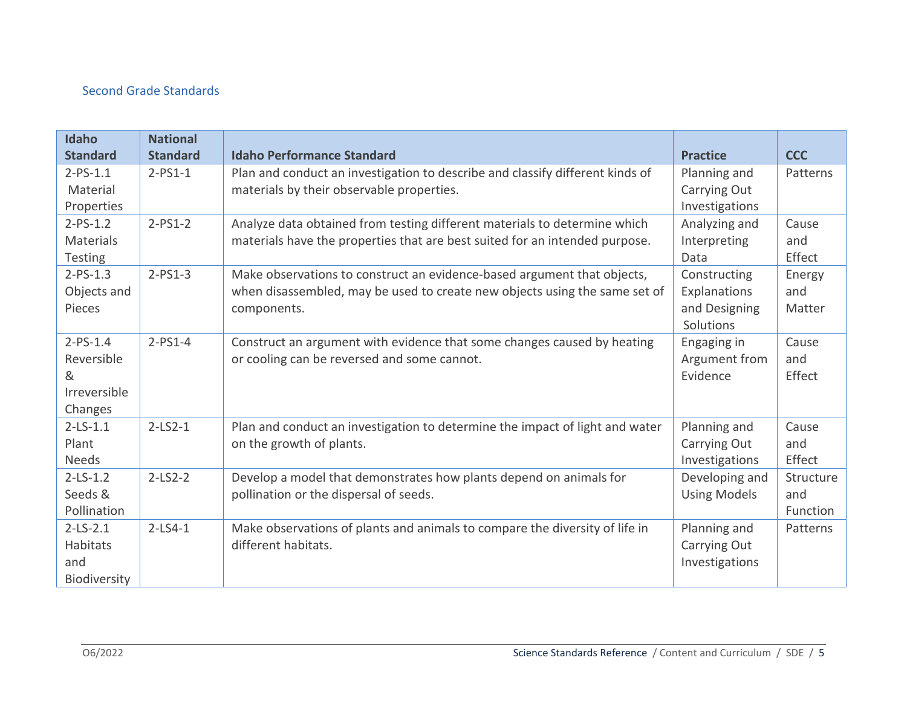## Second Grade Standards

| Idaho Standard | National Standard | Idaho Performance Standard | Practice | CCC |
|---|---|---|---|---|
| 2-PS-1.1 Material Properties | 2-PS1-1 | Plan and conduct an investigation to describe and classify different kinds of materials by their observable properties. | Planning and Carrying Out Investigations | Patterns |
| 2-PS-1.2 Materials Testing | 2-PS1-2 | Analyze data obtained from testing different materials to determine which materials have the properties that are best suited for an intended purpose. | Analyzing and Interpreting Data | Cause and Effect |
| 2-PS-1.3 Objects and Pieces | 2-PS1-3 | Make observations to construct an evidence-based argument that objects, when disassembled, may be used to create new objects using the same set of components. | Constructing Explanations and Designing Solutions | Energy and Matter |
| 2-PS-1.4 Reversible & Irreversible Changes | 2-PS1-4 | Construct an argument with evidence that some changes caused by heating or cooling can be reversed and some cannot. | Engaging in Argument from Evidence | Cause and Effect |
| 2-LS-1.1 Plant Needs | 2-LS2-1 | Plan and conduct an investigation to determine the impact of light and water on the growth of plants. | Planning and Carrying Out Investigations | Cause and Effect |
| 2-LS-1.2 Seeds & Pollination | 2-LS2-2 | Develop a model that demonstrates how plants depend on animals for pollination or the dispersal of seeds. | Developing and Using Models | Structure and Function |
| 2-LS-2.1 Habitats and Biodiversity | 2-LS4-1 | Make observations of plants and animals to compare the diversity of life in different habitats. | Planning and Carrying Out Investigations | Patterns |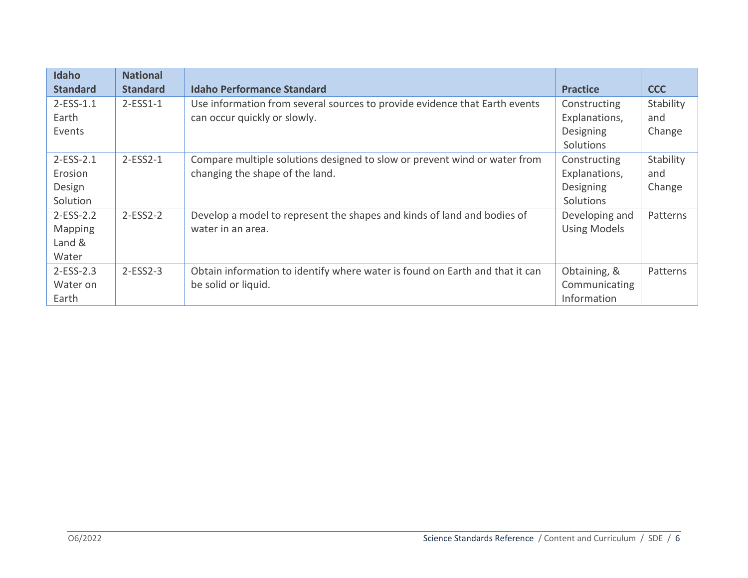| Idaho Standard | National Standard | Idaho Performance Standard | Practice | CCC |
|---|---|---|---|---|
| 2-ESS-1.1 Earth Events | 2-ESS1-1 | Use information from several sources to provide evidence that Earth events can occur quickly or slowly. | Constructing Explanations, Designing Solutions | Stability and Change |
| 2-ESS-2.1 Erosion Design Solution | 2-ESS2-1 | Compare multiple solutions designed to slow or prevent wind or water from changing the shape of the land. | Constructing Explanations, Designing Solutions | Stability and Change |
| 2-ESS-2.2 Mapping Land & Water | 2-ESS2-2 | Develop a model to represent the shapes and kinds of land and bodies of water in an area. | Developing and Using Models | Patterns |
| 2-ESS-2.3 Water on Earth | 2-ESS2-3 | Obtain information to identify where water is found on Earth and that it can be solid or liquid. | Obtaining, & Communicating Information | Patterns |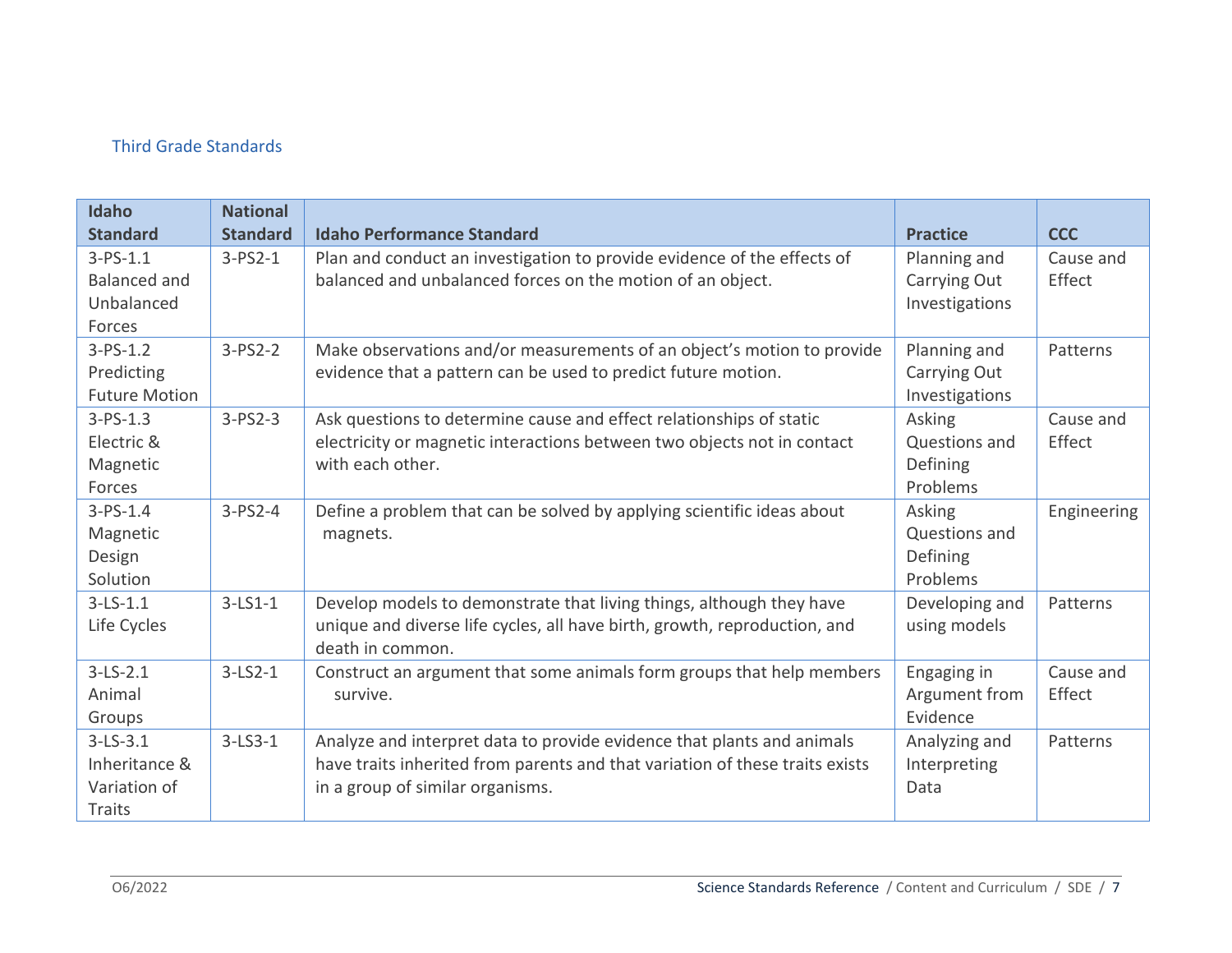## Third Grade Standards

| Idaho Standard | National Standard | Idaho Performance Standard | Practice | CCC |
|---|---|---|---|---|
| 3-PS-1.1 Balanced and Unbalanced Forces | 3-PS2-1 | Plan and conduct an investigation to provide evidence of the effects of balanced and unbalanced forces on the motion of an object. | Planning and Carrying Out Investigations | Cause and Effect |
| 3-PS-1.2 Predicting Future Motion | 3-PS2-2 | Make observations and/or measurements of an object's motion to provide evidence that a pattern can be used to predict future motion. | Planning and Carrying Out Investigations | Patterns |
| 3-PS-1.3 Electric & Magnetic Forces | 3-PS2-3 | Ask questions to determine cause and effect relationships of static electricity or magnetic interactions between two objects not in contact with each other. | Asking Questions and Defining Problems | Cause and Effect |
| 3-PS-1.4 Magnetic Design Solution | 3-PS2-4 | Define a problem that can be solved by applying scientific ideas about magnets. | Asking Questions and Defining Problems | Engineering |
| 3-LS-1.1 Life Cycles | 3-LS1-1 | Develop models to demonstrate that living things, although they have unique and diverse life cycles, all have birth, growth, reproduction, and death in common. | Developing and using models | Patterns |
| 3-LS-2.1 Animal Groups | 3-LS2-1 | Construct an argument that some animals form groups that help members survive. | Engaging in Argument from Evidence | Cause and Effect |
| 3-LS-3.1 Inheritance & Variation of Traits | 3-LS3-1 | Analyze and interpret data to provide evidence that plants and animals have traits inherited from parents and that variation of these traits exists in a group of similar organisms. | Analyzing and Interpreting Data | Patterns |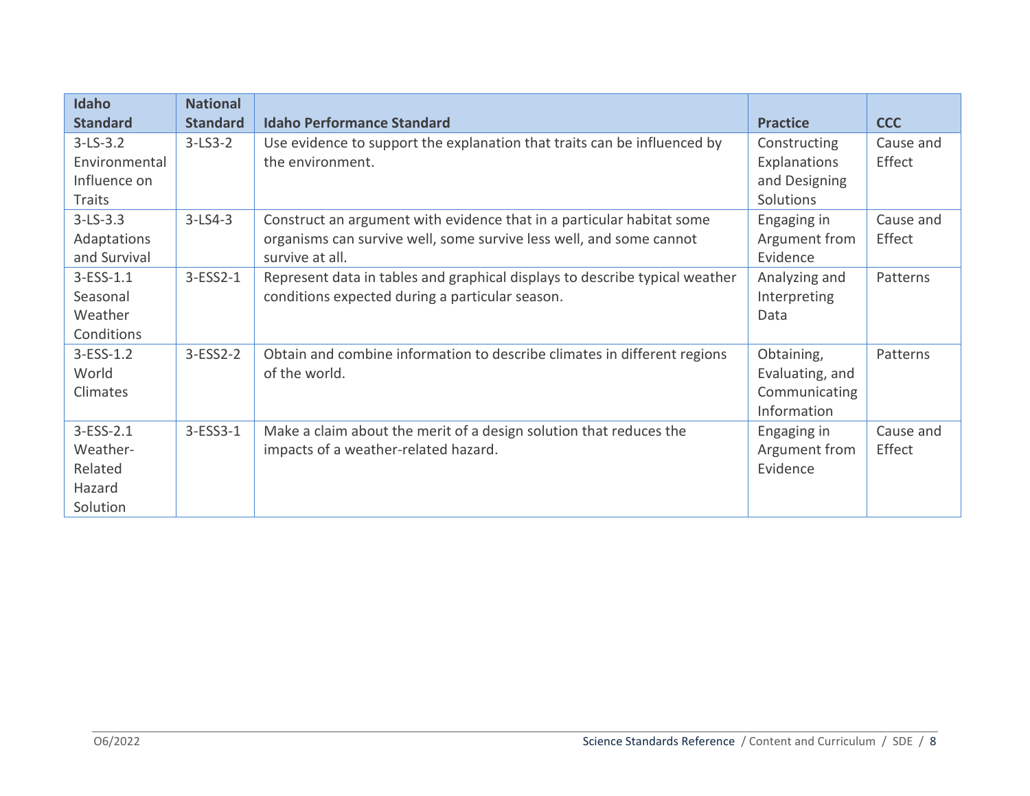| Idaho Standard | National Standard | Idaho Performance Standard | Practice | CCC |
|---|---|---|---|---|
| 3-LS-3.2 Environmental Influence on Traits | 3-LS3-2 | Use evidence to support the explanation that traits can be influenced by the environment. | Constructing Explanations and Designing Solutions | Cause and Effect |
| 3-LS-3.3 Adaptations and Survival | 3-LS4-3 | Construct an argument with evidence that in a particular habitat some organisms can survive well, some survive less well, and some cannot survive at all. | Engaging in Argument from Evidence | Cause and Effect |
| 3-ESS-1.1 Seasonal Weather Conditions | 3-ESS2-1 | Represent data in tables and graphical displays to describe typical weather conditions expected during a particular season. | Analyzing and Interpreting Data | Patterns |
| 3-ESS-1.2 World Climates | 3-ESS2-2 | Obtain and combine information to describe climates in different regions of the world. | Obtaining, Evaluating, and Communicating Information | Patterns |
| 3-ESS-2.1 Weather-Related Hazard Solution | 3-ESS3-1 | Make a claim about the merit of a design solution that reduces the impacts of a weather-related hazard. | Engaging in Argument from Evidence | Cause and Effect |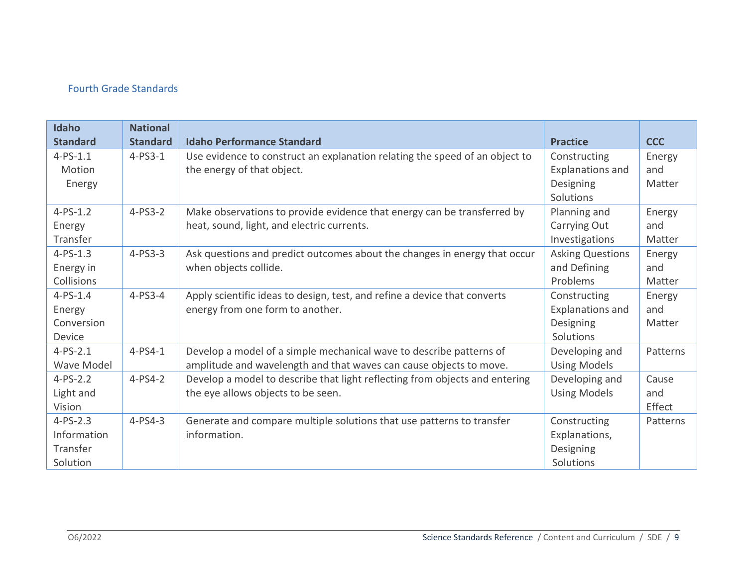## Fourth Grade Standards

| Idaho Standard | National Standard | Idaho Performance Standard | Practice | CCC |
|---|---|---|---|---|
| 4-PS-1.1 Motion Energy | 4-PS3-1 | Use evidence to construct an explanation relating the speed of an object to the energy of that object. | Constructing Explanations and Designing Solutions | Energy and Matter |
| 4-PS-1.2 Energy Transfer | 4-PS3-2 | Make observations to provide evidence that energy can be transferred by heat, sound, light, and electric currents. | Planning and Carrying Out Investigations | Energy and Matter |
| 4-PS-1.3 Energy in Collisions | 4-PS3-3 | Ask questions and predict outcomes about the changes in energy that occur when objects collide. | Asking Questions and Defining Problems | Energy and Matter |
| 4-PS-1.4 Energy Conversion Device | 4-PS3-4 | Apply scientific ideas to design, test, and refine a device that converts energy from one form to another. | Constructing Explanations and Designing Solutions | Energy and Matter |
| 4-PS-2.1 Wave Model | 4-PS4-1 | Develop a model of a simple mechanical wave to describe patterns of amplitude and wavelength and that waves can cause objects to move. | Developing and Using Models | Patterns |
| 4-PS-2.2 Light and Vision | 4-PS4-2 | Develop a model to describe that light reflecting from objects and entering the eye allows objects to be seen. | Developing and Using Models | Cause and Effect |
| 4-PS-2.3 Information Transfer Solution | 4-PS4-3 | Generate and compare multiple solutions that use patterns to transfer information. | Constructing Explanations, Designing Solutions | Patterns |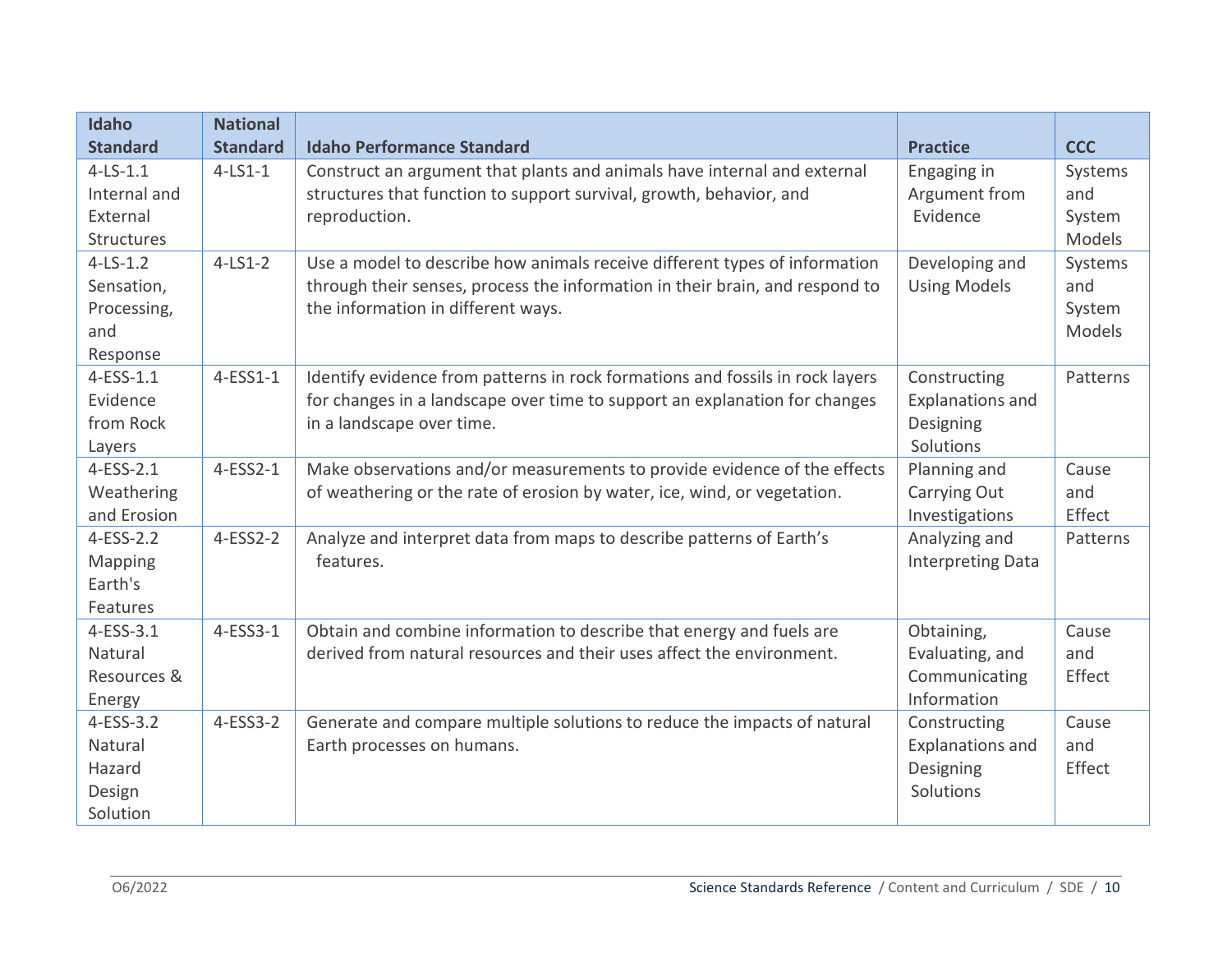| Idaho Standard | National Standard | Idaho Performance Standard | Practice | CCC |
|---|---|---|---|---|
| 4-LS-1.1 Internal and External Structures | 4-LS1-1 | Construct an argument that plants and animals have internal and external structures that function to support survival, growth, behavior, and reproduction. | Engaging in Argument from Evidence | Systems and System Models |
| 4-LS-1.2 Sensation, Processing, and Response | 4-LS1-2 | Use a model to describe how animals receive different types of information through their senses, process the information in their brain, and respond to the information in different ways. | Developing and Using Models | Systems and System Models |
| 4-ESS-1.1 Evidence from Rock Layers | 4-ESS1-1 | Identify evidence from patterns in rock formations and fossils in rock layers for changes in a landscape over time to support an explanation for changes in a landscape over time. | Constructing Explanations and Designing Solutions | Patterns |
| 4-ESS-2.1 Weathering and Erosion | 4-ESS2-1 | Make observations and/or measurements to provide evidence of the effects of weathering or the rate of erosion by water, ice, wind, or vegetation. | Planning and Carrying Out Investigations | Cause and Effect |
| 4-ESS-2.2 Mapping Earth's Features | 4-ESS2-2 | Analyze and interpret data from maps to describe patterns of Earth's features. | Analyzing and Interpreting Data | Patterns |
| 4-ESS-3.1 Natural Resources & Energy | 4-ESS3-1 | Obtain and combine information to describe that energy and fuels are derived from natural resources and their uses affect the environment. | Obtaining, Evaluating, and Communicating Information | Cause and Effect |
| 4-ESS-3.2 Natural Hazard Design Solution | 4-ESS3-2 | Generate and compare multiple solutions to reduce the impacts of natural Earth processes on humans. | Constructing Explanations and Designing Solutions | Cause and Effect |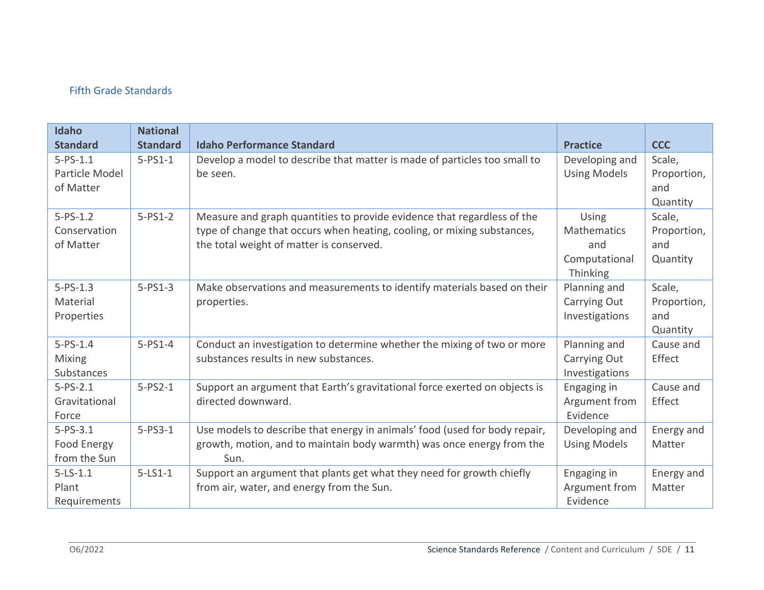## Fifth Grade Standards

| Idaho Standard | National Standard | Idaho Performance Standard | Practice | CCC |
|---|---|---|---|---|
| 5-PS-1.1 Particle Model of Matter | 5-PS1-1 | Develop a model to describe that matter is made of particles too small to be seen. | Developing and Using Models | Scale, Proportion, and Quantity |
| 5-PS-1.2 Conservation of Matter | 5-PS1-2 | Measure and graph quantities to provide evidence that regardless of the type of change that occurs when heating, cooling, or mixing substances, the total weight of matter is conserved. | Using Mathematics and Computational Thinking | Scale, Proportion, and Quantity |
| 5-PS-1.3 Material Properties | 5-PS1-3 | Make observations and measurements to identify materials based on their properties. | Planning and Carrying Out Investigations | Scale, Proportion, and Quantity |
| 5-PS-1.4 Mixing Substances | 5-PS1-4 | Conduct an investigation to determine whether the mixing of two or more substances results in new substances. | Planning and Carrying Out Investigations | Cause and Effect |
| 5-PS-2.1 Gravitational Force | 5-PS2-1 | Support an argument that Earth's gravitational force exerted on objects is directed downward. | Engaging in Argument from Evidence | Cause and Effect |
| 5-PS-3.1 Food Energy from the Sun | 5-PS3-1 | Use models to describe that energy in animals' food (used for body repair, growth, motion, and to maintain body warmth) was once energy from the Sun. | Developing and Using Models | Energy and Matter |
| 5-LS-1.1 Plant Requirements | 5-LS1-1 | Support an argument that plants get what they need for growth chiefly from air, water, and energy from the Sun. | Engaging in Argument from Evidence | Energy and Matter |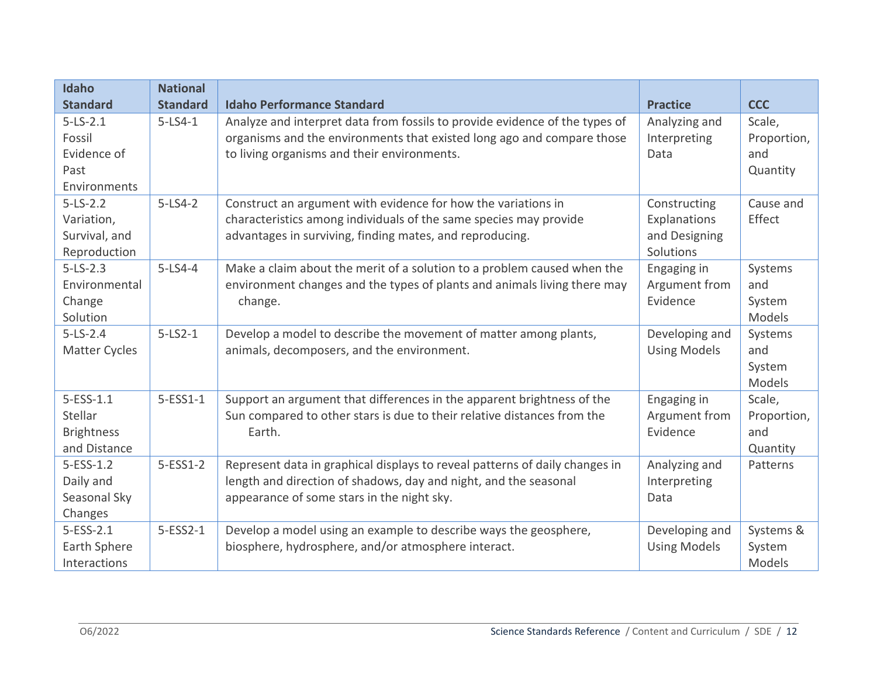| Idaho Standard | National Standard | Idaho Performance Standard | Practice | CCC |
|---|---|---|---|---|
| 5-LS-2.1 Fossil Evidence of Past Environments | 5-LS4-1 | Analyze and interpret data from fossils to provide evidence of the types of organisms and the environments that existed long ago and compare those to living organisms and their environments. | Analyzing and Interpreting Data | Scale, Proportion, and Quantity |
| 5-LS-2.2 Variation, Survival, and Reproduction | 5-LS4-2 | Construct an argument with evidence for how the variations in characteristics among individuals of the same species may provide advantages in surviving, finding mates, and reproducing. | Constructing Explanations and Designing Solutions | Cause and Effect |
| 5-LS-2.3 Environmental Change Solution | 5-LS4-4 | Make a claim about the merit of a solution to a problem caused when the environment changes and the types of plants and animals living there may change. | Engaging in Argument from Evidence | Systems and System Models |
| 5-LS-2.4 Matter Cycles | 5-LS2-1 | Develop a model to describe the movement of matter among plants, animals, decomposers, and the environment. | Developing and Using Models | Systems and System Models |
| 5-ESS-1.1 Stellar Brightness and Distance | 5-ESS1-1 | Support an argument that differences in the apparent brightness of the Sun compared to other stars is due to their relative distances from the Earth. | Engaging in Argument from Evidence | Scale, Proportion, and Quantity |
| 5-ESS-1.2 Daily and Seasonal Sky Changes | 5-ESS1-2 | Represent data in graphical displays to reveal patterns of daily changes in length and direction of shadows, day and night, and the seasonal appearance of some stars in the night sky. | Analyzing and Interpreting Data | Patterns |
| 5-ESS-2.1 Earth Sphere Interactions | 5-ESS2-1 | Develop a model using an example to describe ways the geosphere, biosphere, hydrosphere, and/or atmosphere interact. | Developing and Using Models | Systems & System Models |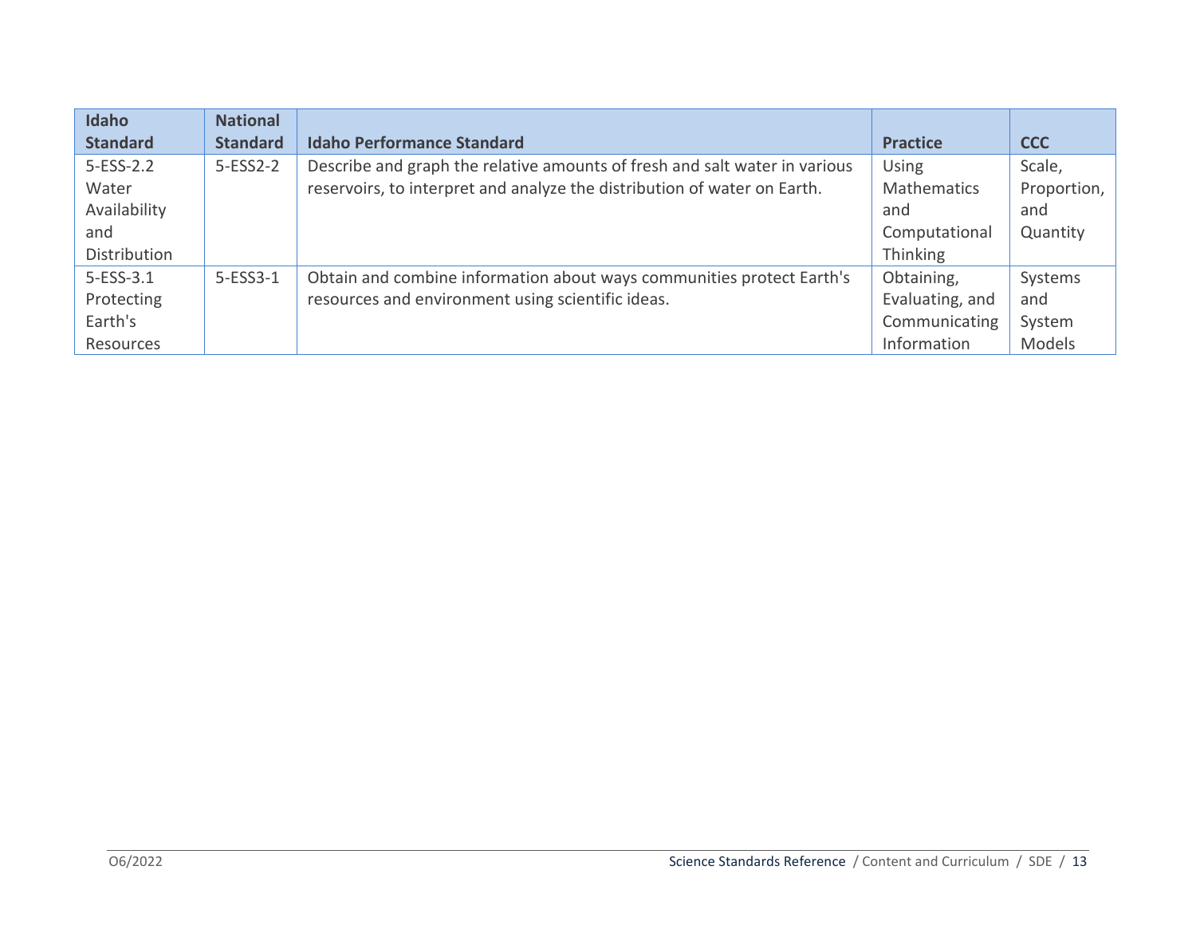| Idaho Standard | National Standard | Idaho Performance Standard | Practice | CCC |
|---|---|---|---|---|
| 5-ESS-2.2 Water Availability and Distribution | 5-ESS2-2 | Describe and graph the relative amounts of fresh and salt water in various reservoirs, to interpret and analyze the distribution of water on Earth. | Using Mathematics and Computational Thinking | Scale, Proportion, and Quantity |
| 5-ESS-3.1 Protecting Earth's Resources | 5-ESS3-1 | Obtain and combine information about ways communities protect Earth's resources and environment using scientific ideas. | Obtaining, Evaluating, and Communicating Information | Systems and System Models |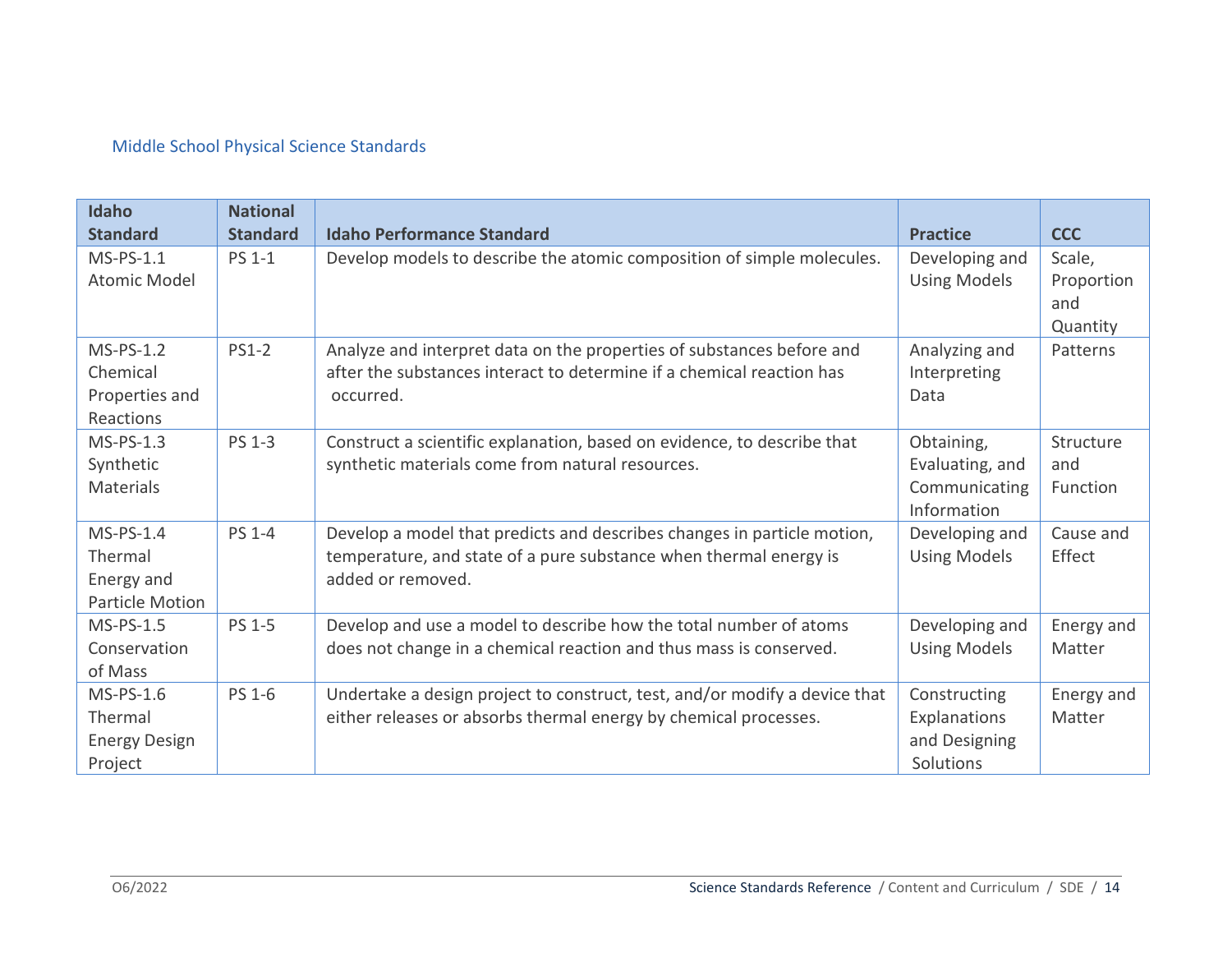## Middle School Physical Science Standards

| Idaho Standard | National Standard | Idaho Performance Standard | Practice | CCC |
|---|---|---|---|---|
| MS-PS-1.1 Atomic Model | PS 1-1 | Develop models to describe the atomic composition of simple molecules. | Developing and Using Models | Scale, Proportion and Quantity |
| MS-PS-1.2 Chemical Properties and Reactions | PS1-2 | Analyze and interpret data on the properties of substances before and after the substances interact to determine if a chemical reaction has occurred. | Analyzing and Interpreting Data | Patterns |
| MS-PS-1.3 Synthetic Materials | PS 1-3 | Construct a scientific explanation, based on evidence, to describe that synthetic materials come from natural resources. | Obtaining, Evaluating, and Communicating Information | Structure and Function |
| MS-PS-1.4 Thermal Energy and Particle Motion | PS 1-4 | Develop a model that predicts and describes changes in particle motion, temperature, and state of a pure substance when thermal energy is added or removed. | Developing and Using Models | Cause and Effect |
| MS-PS-1.5 Conservation of Mass | PS 1-5 | Develop and use a model to describe how the total number of atoms does not change in a chemical reaction and thus mass is conserved. | Developing and Using Models | Energy and Matter |
| MS-PS-1.6 Thermal Energy Design Project | PS 1-6 | Undertake a design project to construct, test, and/or modify a device that either releases or absorbs thermal energy by chemical processes. | Constructing Explanations and Designing Solutions | Energy and Matter |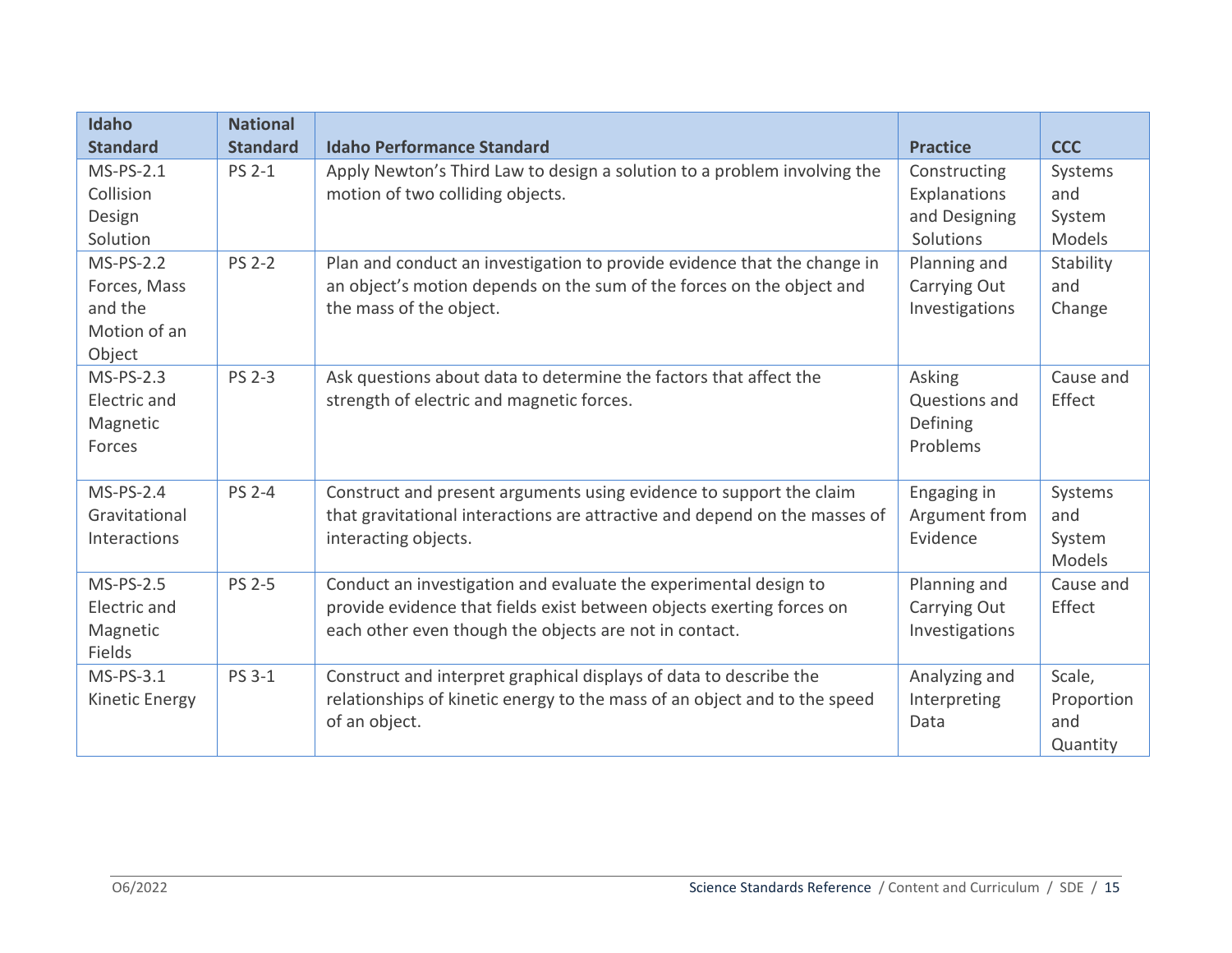| Idaho Standard | National Standard | Idaho Performance Standard | Practice | CCC |
|---|---|---|---|---|
| MS-PS-2.1 Collision Design Solution | PS 2-1 | Apply Newton's Third Law to design a solution to a problem involving the motion of two colliding objects. | Constructing Explanations and Designing Solutions | Systems and System Models |
| MS-PS-2.2 Forces, Mass and the Motion of an Object | PS 2-2 | Plan and conduct an investigation to provide evidence that the change in an object's motion depends on the sum of the forces on the object and the mass of the object. | Planning and Carrying Out Investigations | Stability and Change |
| MS-PS-2.3 Electric and Magnetic Forces | PS 2-3 | Ask questions about data to determine the factors that affect the strength of electric and magnetic forces. | Asking Questions and Defining Problems | Cause and Effect |
| MS-PS-2.4 Gravitational Interactions | PS 2-4 | Construct and present arguments using evidence to support the claim that gravitational interactions are attractive and depend on the masses of interacting objects. | Engaging in Argument from Evidence | Systems and System Models |
| MS-PS-2.5 Electric and Magnetic Fields | PS 2-5 | Conduct an investigation and evaluate the experimental design to provide evidence that fields exist between objects exerting forces on each other even though the objects are not in contact. | Planning and Carrying Out Investigations | Cause and Effect |
| MS-PS-3.1 Kinetic Energy | PS 3-1 | Construct and interpret graphical displays of data to describe the relationships of kinetic energy to the mass of an object and to the speed of an object. | Analyzing and Interpreting Data | Scale, Proportion and Quantity |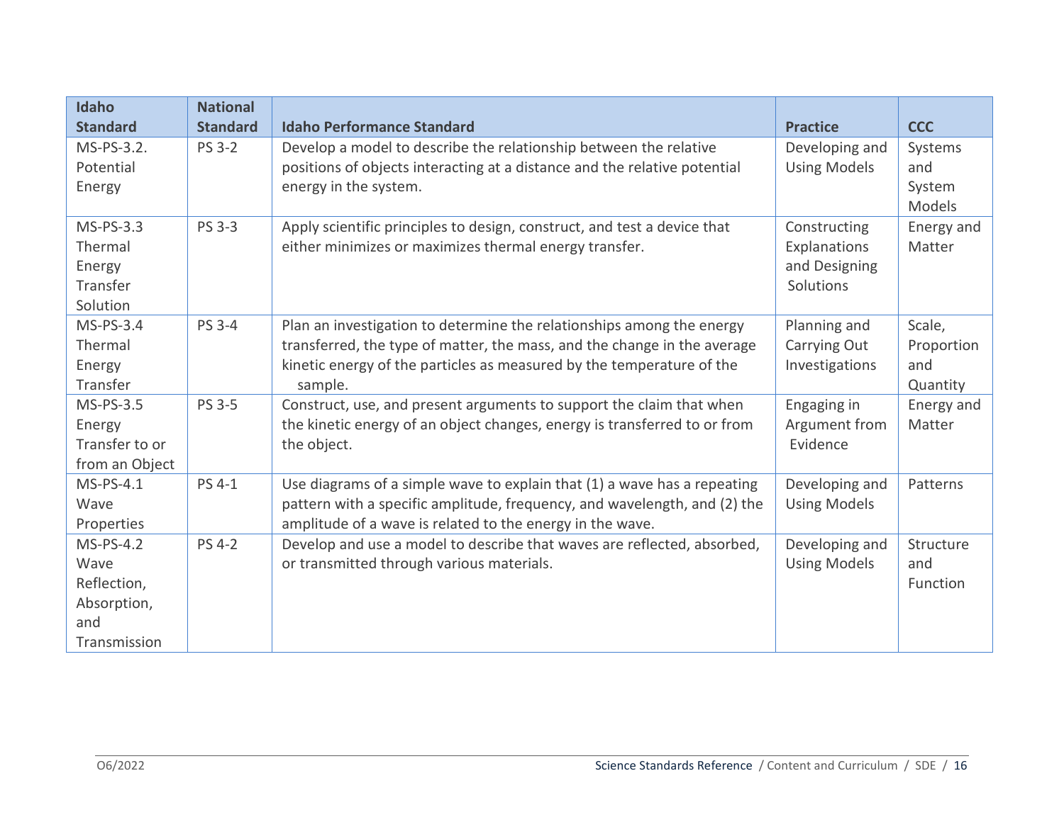| Idaho Standard | National Standard | Idaho Performance Standard | Practice | CCC |
|---|---|---|---|---|
| MS-PS-3.2. Potential Energy | PS 3-2 | Develop a model to describe the relationship between the relative positions of objects interacting at a distance and the relative potential energy in the system. | Developing and Using Models | Systems and System Models |
| MS-PS-3.3 Thermal Energy Transfer Solution | PS 3-3 | Apply scientific principles to design, construct, and test a device that either minimizes or maximizes thermal energy transfer. | Constructing Explanations and Designing Solutions | Energy and Matter |
| MS-PS-3.4 Thermal Energy Transfer | PS 3-4 | Plan an investigation to determine the relationships among the energy transferred, the type of matter, the mass, and the change in the average kinetic energy of the particles as measured by the temperature of the sample. | Planning and Carrying Out Investigations | Scale, Proportion and Quantity |
| MS-PS-3.5 Energy Transfer to or from an Object | PS 3-5 | Construct, use, and present arguments to support the claim that when the kinetic energy of an object changes, energy is transferred to or from the object. | Engaging in Argument from Evidence | Energy and Matter |
| MS-PS-4.1 Wave Properties | PS 4-1 | Use diagrams of a simple wave to explain that (1) a wave has a repeating pattern with a specific amplitude, frequency, and wavelength, and (2) the amplitude of a wave is related to the energy in the wave. | Developing and Using Models | Patterns |
| MS-PS-4.2 Wave Reflection, Absorption, and Transmission | PS 4-2 | Develop and use a model to describe that waves are reflected, absorbed, or transmitted through various materials. | Developing and Using Models | Structure and Function |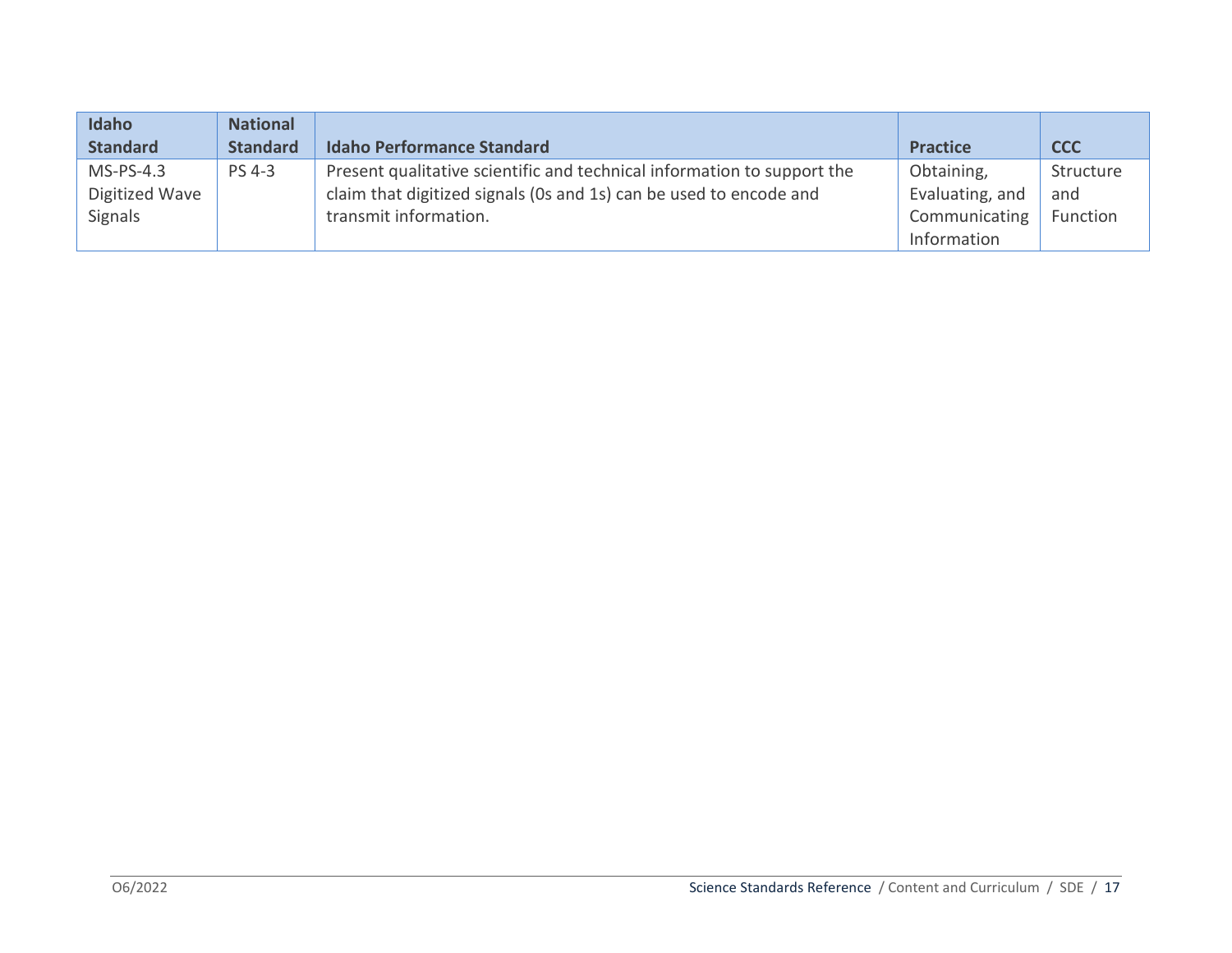| Idaho Standard | National Standard | Idaho Performance Standard | Practice | CCC |
|---|---|---|---|---|
| MS-PS-4.3 Digitized Wave Signals | PS 4-3 | Present qualitative scientific and technical information to support the claim that digitized signals (0s and 1s) can be used to encode and transmit information. | Obtaining, Evaluating, and Communicating Information | Structure and Function |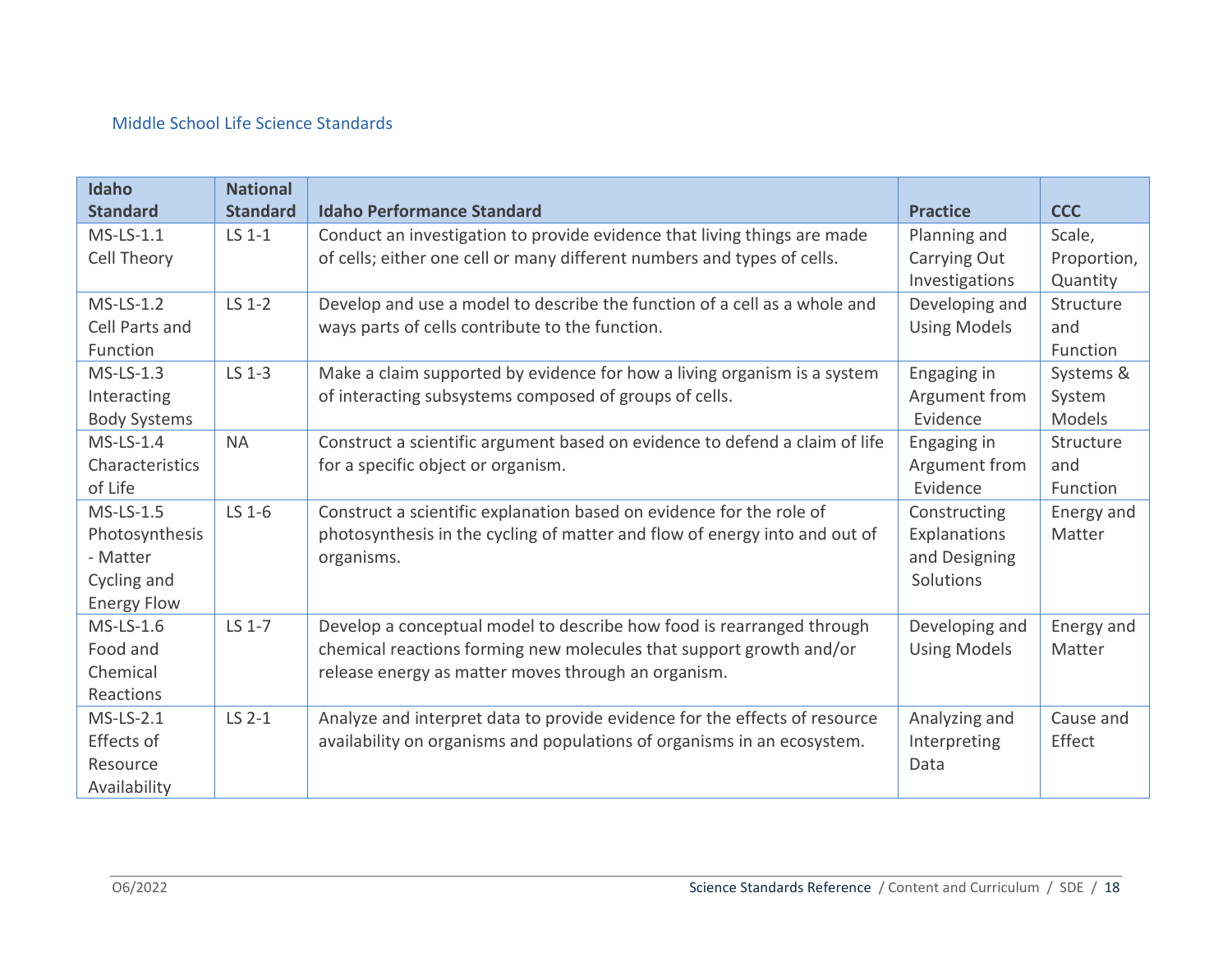## Middle School Life Science Standards

| Idaho Standard | National Standard | Idaho Performance Standard | Practice | CCC |
|---|---|---|---|---|
| MS-LS-1.1 Cell Theory | LS 1-1 | Conduct an investigation to provide evidence that living things are made of cells; either one cell or many different numbers and types of cells. | Planning and Carrying Out Investigations | Scale, Proportion, Quantity |
| MS-LS-1.2 Cell Parts and Function | LS 1-2 | Develop and use a model to describe the function of a cell as a whole and ways parts of cells contribute to the function. | Developing and Using Models | Structure and Function |
| MS-LS-1.3 Interacting Body Systems | LS 1-3 | Make a claim supported by evidence for how a living organism is a system of interacting subsystems composed of groups of cells. | Engaging in Argument from Evidence | Systems & System Models |
| MS-LS-1.4 Characteristics of Life | NA | Construct a scientific argument based on evidence to defend a claim of life for a specific object or organism. | Engaging in Argument from Evidence | Structure and Function |
| MS-LS-1.5 Photosynthesis - Matter Cycling and Energy Flow | LS 1-6 | Construct a scientific explanation based on evidence for the role of photosynthesis in the cycling of matter and flow of energy into and out of organisms. | Constructing Explanations and Designing Solutions | Energy and Matter |
| MS-LS-1.6 Food and Chemical Reactions | LS 1-7 | Develop a conceptual model to describe how food is rearranged through chemical reactions forming new molecules that support growth and/or release energy as matter moves through an organism. | Developing and Using Models | Energy and Matter |
| MS-LS-2.1 Effects of Resource Availability | LS 2-1 | Analyze and interpret data to provide evidence for the effects of resource availability on organisms and populations of organisms in an ecosystem. | Analyzing and Interpreting Data | Cause and Effect |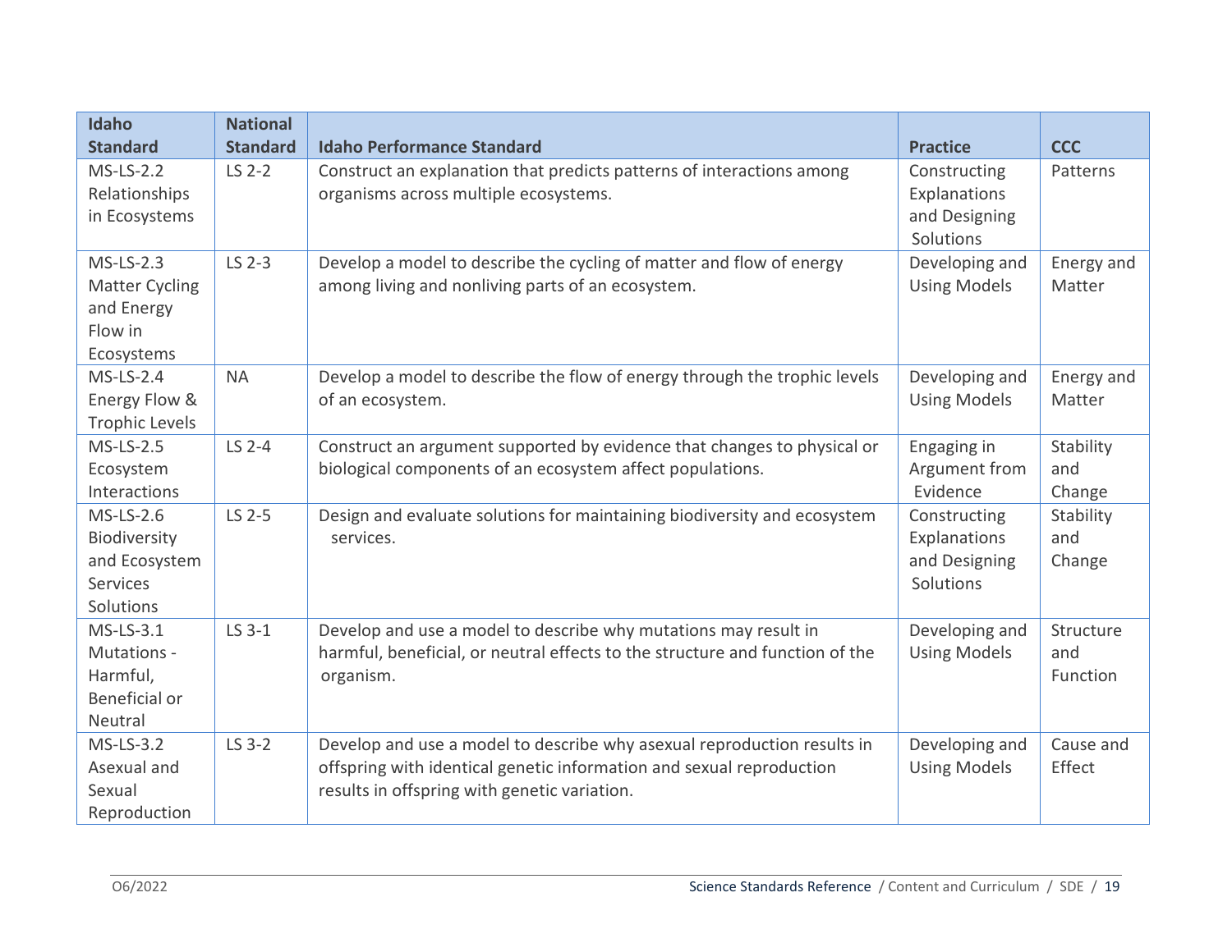| Idaho Standard | National Standard | Idaho Performance Standard | Practice | CCC |
|---|---|---|---|---|
| MS-LS-2.2 Relationships in Ecosystems | LS 2-2 | Construct an explanation that predicts patterns of interactions among organisms across multiple ecosystems. | Constructing Explanations and Designing Solutions | Patterns |
| MS-LS-2.3 Matter Cycling and Energy Flow in Ecosystems | LS 2-3 | Develop a model to describe the cycling of matter and flow of energy among living and nonliving parts of an ecosystem. | Developing and Using Models | Energy and Matter |
| MS-LS-2.4 Energy Flow & Trophic Levels | NA | Develop a model to describe the flow of energy through the trophic levels of an ecosystem. | Developing and Using Models | Energy and Matter |
| MS-LS-2.5 Ecosystem Interactions | LS 2-4 | Construct an argument supported by evidence that changes to physical or biological components of an ecosystem affect populations. | Engaging in Argument from Evidence | Stability and Change |
| MS-LS-2.6 Biodiversity and Ecosystem Services Solutions | LS 2-5 | Design and evaluate solutions for maintaining biodiversity and ecosystem services. | Constructing Explanations and Designing Solutions | Stability and Change |
| MS-LS-3.1 Mutations - Harmful, Beneficial or Neutral | LS 3-1 | Develop and use a model to describe why mutations may result in harmful, beneficial, or neutral effects to the structure and function of the organism. | Developing and Using Models | Structure and Function |
| MS-LS-3.2 Asexual and Sexual Reproduction | LS 3-2 | Develop and use a model to describe why asexual reproduction results in offspring with identical genetic information and sexual reproduction results in offspring with genetic variation. | Developing and Using Models | Cause and Effect |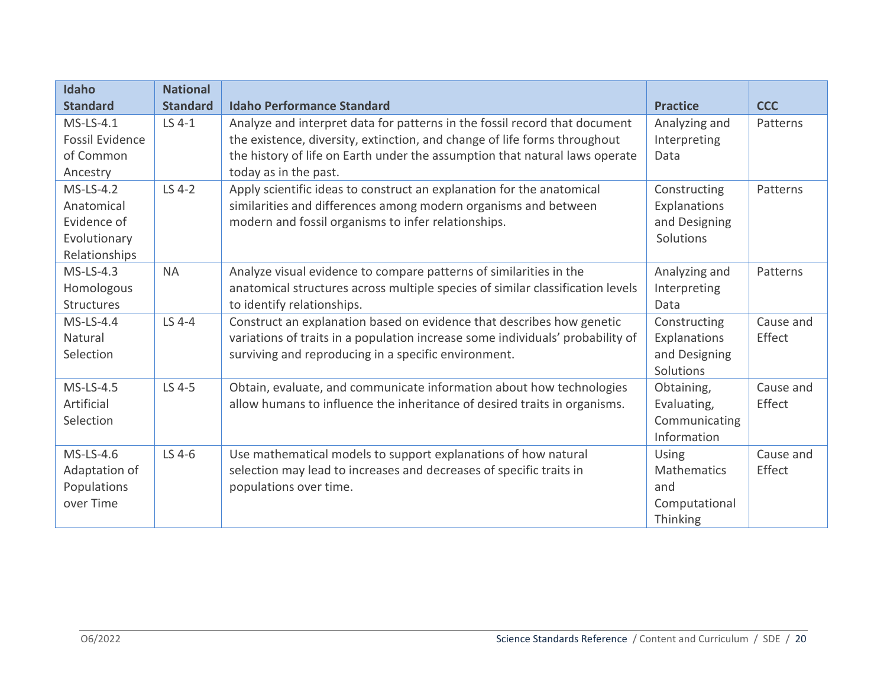| Idaho Standard | National Standard | Idaho Performance Standard | Practice | CCC |
|---|---|---|---|---|
| MS-LS-4.1 Fossil Evidence of Common Ancestry | LS 4-1 | Analyze and interpret data for patterns in the fossil record that document the existence, diversity, extinction, and change of life forms throughout the history of life on Earth under the assumption that natural laws operate today as in the past. | Analyzing and Interpreting Data | Patterns |
| MS-LS-4.2 Anatomical Evidence of Evolutionary Relationships | LS 4-2 | Apply scientific ideas to construct an explanation for the anatomical similarities and differences among modern organisms and between modern and fossil organisms to infer relationships. | Constructing Explanations and Designing Solutions | Patterns |
| MS-LS-4.3 Homologous Structures | NA | Analyze visual evidence to compare patterns of similarities in the anatomical structures across multiple species of similar classification levels to identify relationships. | Analyzing and Interpreting Data | Patterns |
| MS-LS-4.4 Natural Selection | LS 4-4 | Construct an explanation based on evidence that describes how genetic variations of traits in a population increase some individuals' probability of surviving and reproducing in a specific environment. | Constructing Explanations and Designing Solutions | Cause and Effect |
| MS-LS-4.5 Artificial Selection | LS 4-5 | Obtain, evaluate, and communicate information about how technologies allow humans to influence the inheritance of desired traits in organisms. | Obtaining, Evaluating, Communicating Information | Cause and Effect |
| MS-LS-4.6 Adaptation of Populations over Time | LS 4-6 | Use mathematical models to support explanations of how natural selection may lead to increases and decreases of specific traits in populations over time. | Using Mathematics and Computational Thinking | Cause and Effect |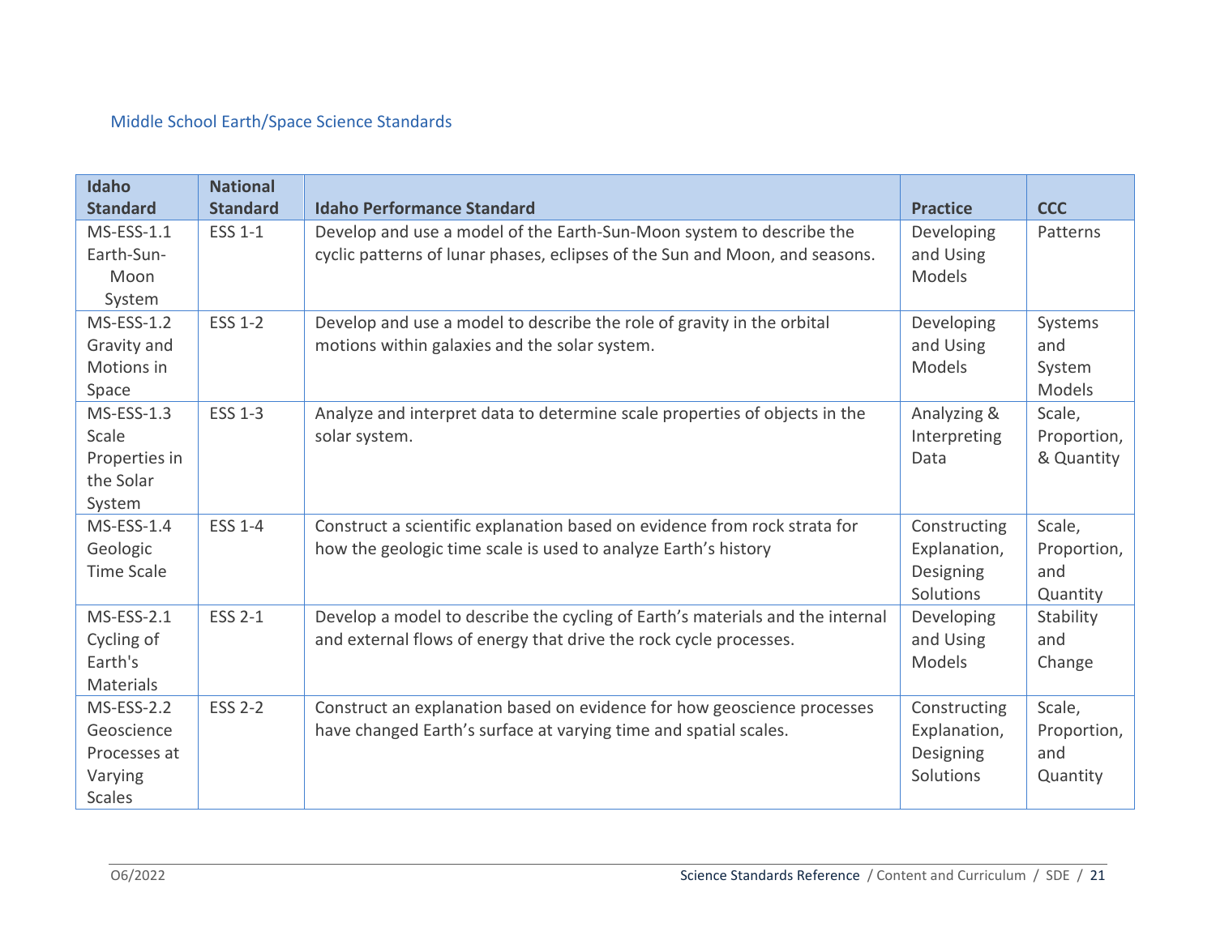## Middle School Earth/Space Science Standards

| Idaho Standard | National Standard | Idaho Performance Standard | Practice | CCC |
|---|---|---|---|---|
| MS-ESS-1.1 Earth-Sun-Moon System | ESS 1-1 | Develop and use a model of the Earth-Sun-Moon system to describe the cyclic patterns of lunar phases, eclipses of the Sun and Moon, and seasons. | Developing and Using Models | Patterns |
| MS-ESS-1.2 Gravity and Motions in Space | ESS 1-2 | Develop and use a model to describe the role of gravity in the orbital motions within galaxies and the solar system. | Developing and Using Models | Systems and System Models |
| MS-ESS-1.3 Scale Properties in the Solar System | ESS 1-3 | Analyze and interpret data to determine scale properties of objects in the solar system. | Analyzing & Interpreting Data | Scale, Proportion, & Quantity |
| MS-ESS-1.4 Geologic Time Scale | ESS 1-4 | Construct a scientific explanation based on evidence from rock strata for how the geologic time scale is used to analyze Earth's history | Constructing Explanation, Designing Solutions | Scale, Proportion, and Quantity |
| MS-ESS-2.1 Cycling of Earth's Materials | ESS 2-1 | Develop a model to describe the cycling of Earth's materials and the internal and external flows of energy that drive the rock cycle processes. | Developing and Using Models | Stability and Change |
| MS-ESS-2.2 Geoscience Processes at Varying Scales | ESS 2-2 | Construct an explanation based on evidence for how geoscience processes have changed Earth's surface at varying time and spatial scales. | Constructing Explanation, Designing Solutions | Scale, Proportion, and Quantity |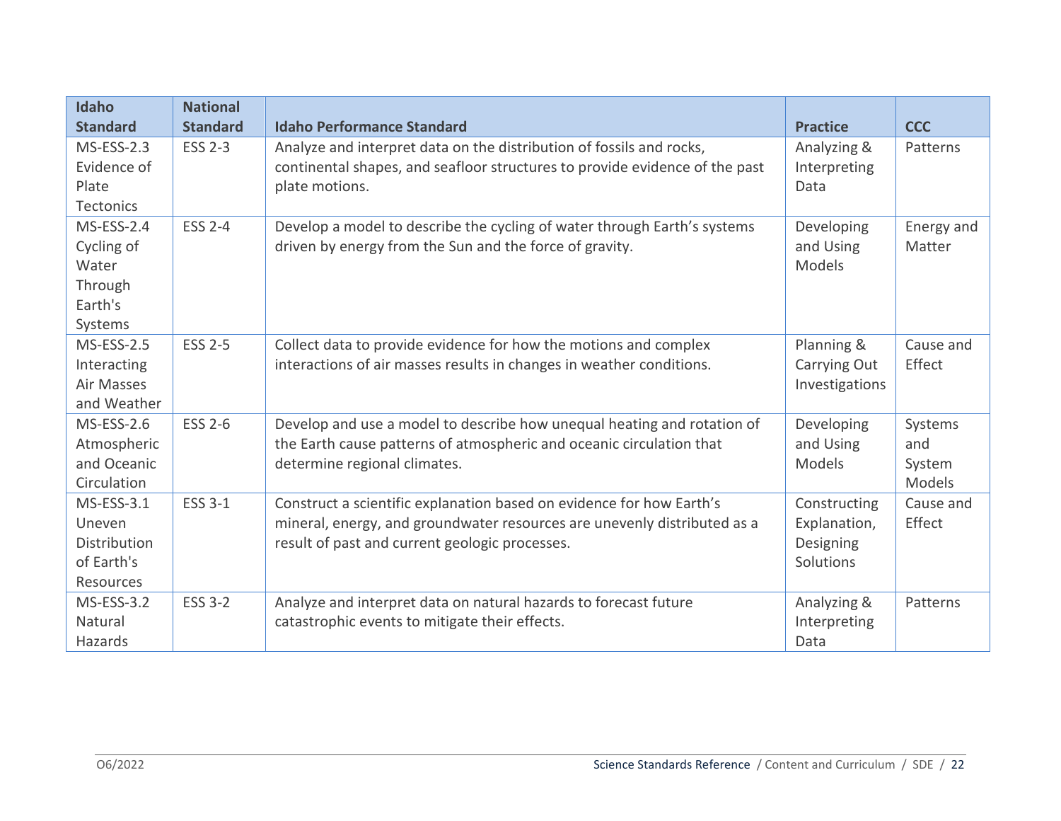| Idaho Standard | National Standard | Idaho Performance Standard | Practice | CCC |
|---|---|---|---|---|
| MS-ESS-2.3 Evidence of Plate Tectonics | ESS 2-3 | Analyze and interpret data on the distribution of fossils and rocks, continental shapes, and seafloor structures to provide evidence of the past plate motions. | Analyzing & Interpreting Data | Patterns |
| MS-ESS-2.4 Cycling of Water Through Earth's Systems | ESS 2-4 | Develop a model to describe the cycling of water through Earth's systems driven by energy from the Sun and the force of gravity. | Developing and Using Models | Energy and Matter |
| MS-ESS-2.5 Interacting Air Masses and Weather | ESS 2-5 | Collect data to provide evidence for how the motions and complex interactions of air masses results in changes in weather conditions. | Planning & Carrying Out Investigations | Cause and Effect |
| MS-ESS-2.6 Atmospheric and Oceanic Circulation | ESS 2-6 | Develop and use a model to describe how unequal heating and rotation of the Earth cause patterns of atmospheric and oceanic circulation that determine regional climates. | Developing and Using Models | Systems and System Models |
| MS-ESS-3.1 Uneven Distribution of Earth's Resources | ESS 3-1 | Construct a scientific explanation based on evidence for how Earth's mineral, energy, and groundwater resources are unevenly distributed as a result of past and current geologic processes. | Constructing Explanation, Designing Solutions | Cause and Effect |
| MS-ESS-3.2 Natural Hazards | ESS 3-2 | Analyze and interpret data on natural hazards to forecast future catastrophic events to mitigate their effects. | Analyzing & Interpreting Data | Patterns |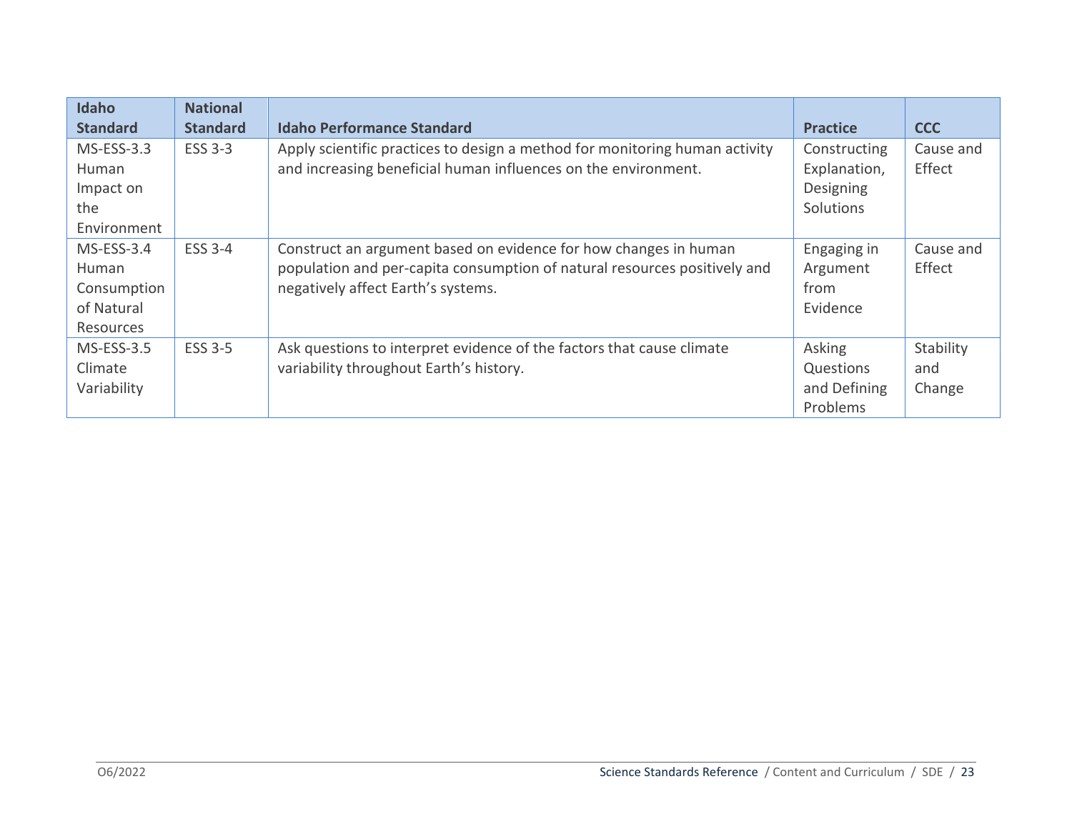| Idaho Standard | National Standard | Idaho Performance Standard | Practice | CCC |
| --- | --- | --- | --- | --- |
| MS-ESS-3.3 Human Impact on the Environment | ESS 3-3 | Apply scientific practices to design a method for monitoring human activity and increasing beneficial human influences on the environment. | Constructing Explanation, Designing Solutions | Cause and Effect |
| MS-ESS-3.4 Human Consumption of Natural Resources | ESS 3-4 | Construct an argument based on evidence for how changes in human population and per-capita consumption of natural resources positively and negatively affect Earth's systems. | Engaging in Argument from Evidence | Cause and Effect |
| MS-ESS-3.5 Climate Variability | ESS 3-5 | Ask questions to interpret evidence of the factors that cause climate variability throughout Earth's history. | Asking Questions and Defining Problems | Stability and Change |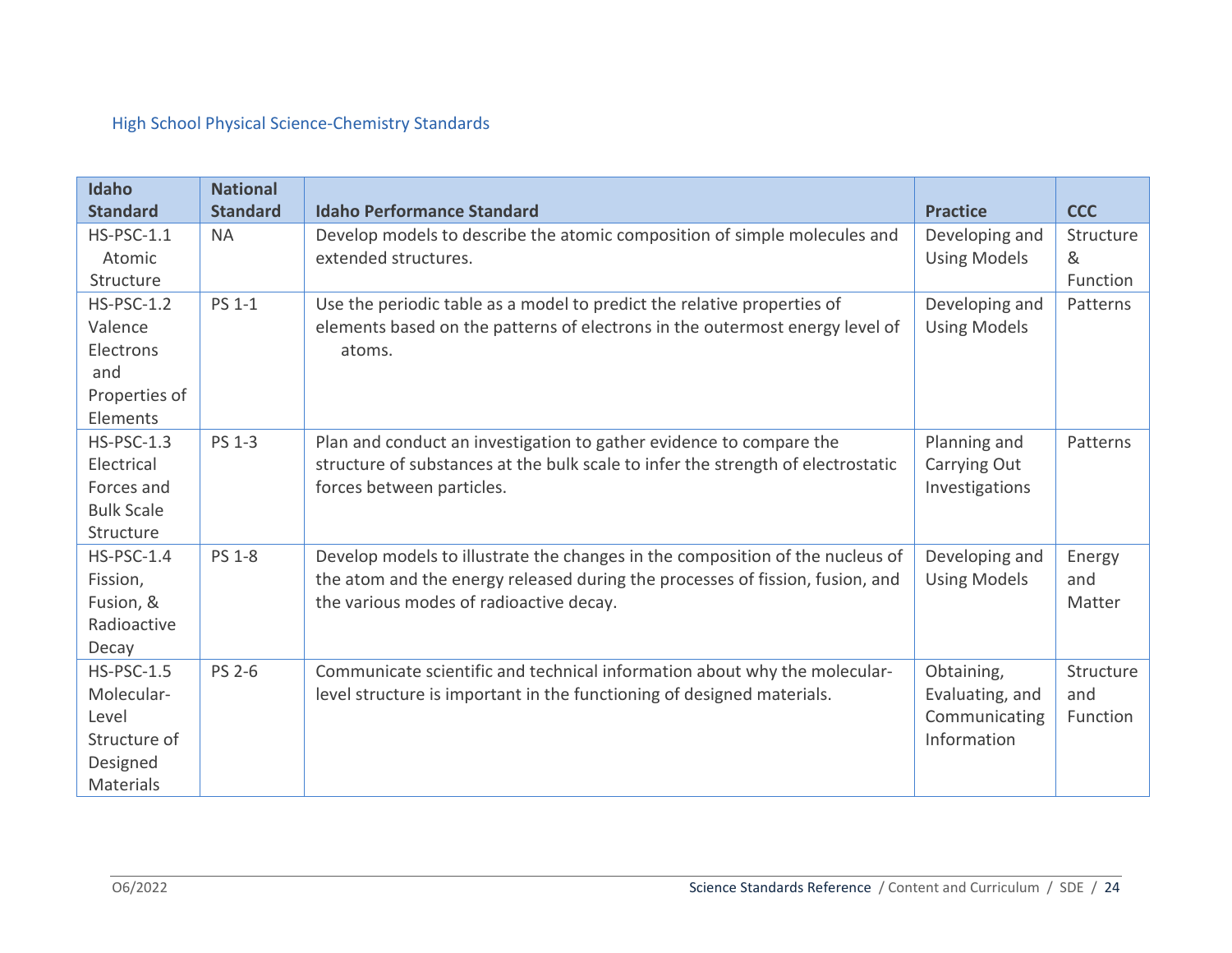## High School Physical Science-Chemistry Standards

| Idaho Standard | National Standard | Idaho Performance Standard | Practice | CCC |
|---|---|---|---|---|
| HS-PSC-1.1 Atomic Structure | NA | Develop models to describe the atomic composition of simple molecules and extended structures. | Developing and Using Models | Structure & Function |
| HS-PSC-1.2 Valence Electrons and Properties of Elements | PS 1-1 | Use the periodic table as a model to predict the relative properties of elements based on the patterns of electrons in the outermost energy level of atoms. | Developing and Using Models | Patterns |
| HS-PSC-1.3 Electrical Forces and Bulk Scale Structure | PS 1-3 | Plan and conduct an investigation to gather evidence to compare the structure of substances at the bulk scale to infer the strength of electrostatic forces between particles. | Planning and Carrying Out Investigations | Patterns |
| HS-PSC-1.4 Fission, Fusion, & Radioactive Decay | PS 1-8 | Develop models to illustrate the changes in the composition of the nucleus of the atom and the energy released during the processes of fission, fusion, and the various modes of radioactive decay. | Developing and Using Models | Energy and Matter |
| HS-PSC-1.5 Molecular-Level Structure of Designed Materials | PS 2-6 | Communicate scientific and technical information about why the molecular-level structure is important in the functioning of designed materials. | Obtaining, Evaluating, and Communicating Information | Structure and Function |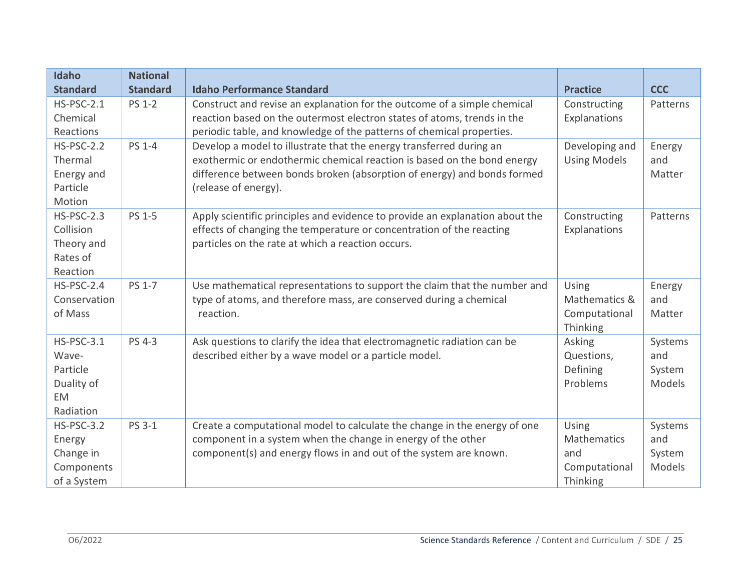| Idaho Standard | National Standard | Idaho Performance Standard | Practice | CCC |
|---|---|---|---|---|
| HS-PSC-2.1 Chemical Reactions | PS 1-2 | Construct and revise an explanation for the outcome of a simple chemical reaction based on the outermost electron states of atoms, trends in the periodic table, and knowledge of the patterns of chemical properties. | Constructing Explanations | Patterns |
| HS-PSC-2.2 Thermal Energy and Particle Motion | PS 1-4 | Develop a model to illustrate that the energy transferred during an exothermic or endothermic chemical reaction is based on the bond energy difference between bonds broken (absorption of energy) and bonds formed (release of energy). | Developing and Using Models | Energy and Matter |
| HS-PSC-2.3 Collision Theory and Rates of Reaction | PS 1-5 | Apply scientific principles and evidence to provide an explanation about the effects of changing the temperature or concentration of the reacting particles on the rate at which a reaction occurs. | Constructing Explanations | Patterns |
| HS-PSC-2.4 Conservation of Mass | PS 1-7 | Use mathematical representations to support the claim that the number and type of atoms, and therefore mass, are conserved during a chemical reaction. | Using Mathematics & Computational Thinking | Energy and Matter |
| HS-PSC-3.1 Wave-Particle Duality of EM Radiation | PS 4-3 | Ask questions to clarify the idea that electromagnetic radiation can be described either by a wave model or a particle model. | Asking Questions, Defining Problems | Systems and System Models |
| HS-PSC-3.2 Energy Change in Components of a System | PS 3-1 | Create a computational model to calculate the change in the energy of one component in a system when the change in energy of the other component(s) and energy flows in and out of the system are known. | Using Mathematics and Computational Thinking | Systems and System Models |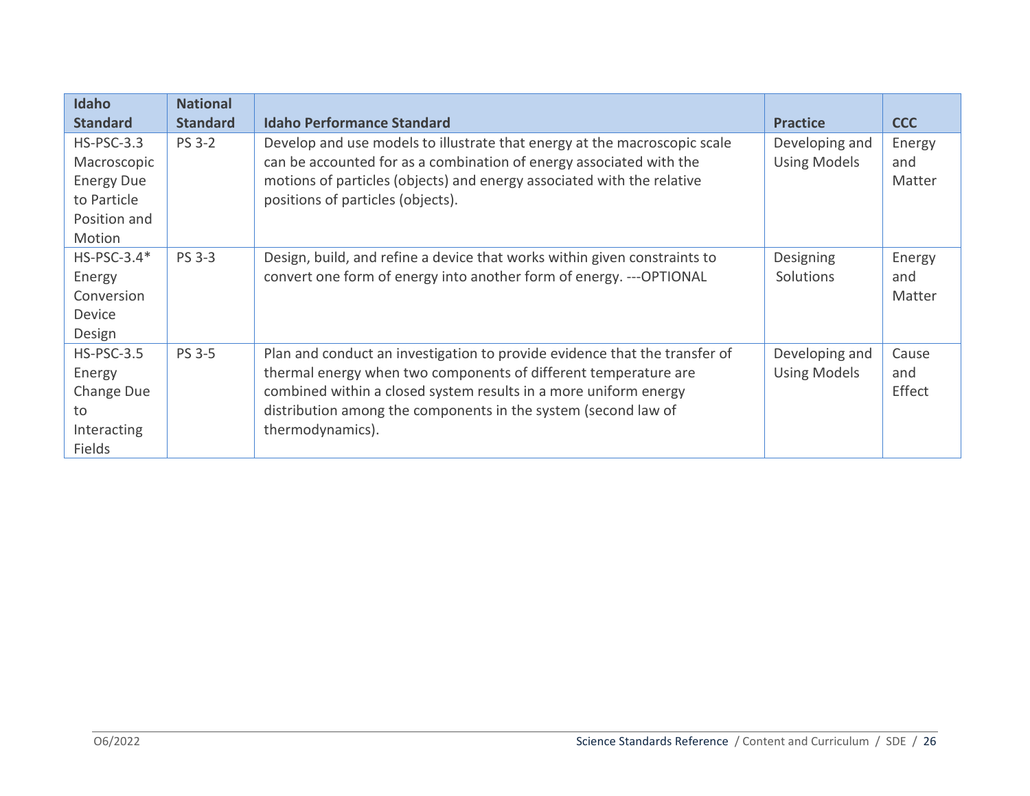| Idaho Standard | National Standard | Idaho Performance Standard | Practice | CCC |
|---|---|---|---|---|
| HS-PSC-3.3 Macroscopic Energy Due to Particle Position and Motion | PS 3-2 | Develop and use models to illustrate that energy at the macroscopic scale can be accounted for as a combination of energy associated with the motions of particles (objects) and energy associated with the relative positions of particles (objects). | Developing and Using Models | Energy and Matter |
| HS-PSC-3.4* Energy Conversion Device Design | PS 3-3 | Design, build, and refine a device that works within given constraints to convert one form of energy into another form of energy. ---OPTIONAL | Designing Solutions | Energy and Matter |
| HS-PSC-3.5 Energy Change Due to Interacting Fields | PS 3-5 | Plan and conduct an investigation to provide evidence that the transfer of thermal energy when two components of different temperature are combined within a closed system results in a more uniform energy distribution among the components in the system (second law of thermodynamics). | Developing and Using Models | Cause and Effect |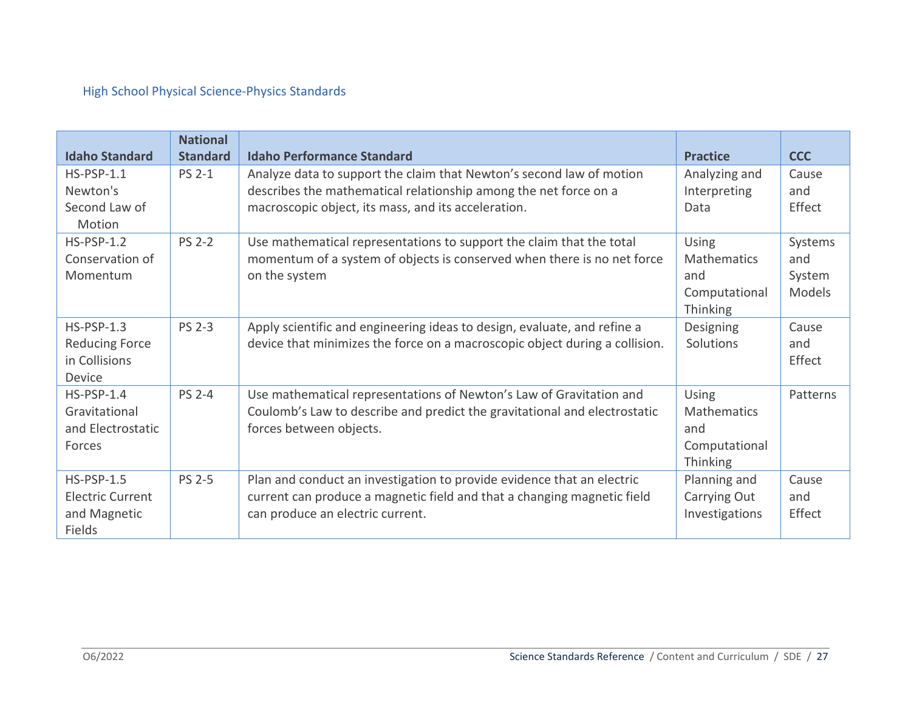## High School Physical Science-Physics Standards

| Idaho Standard | National Standard | Idaho Performance Standard | Practice | CCC |
|---|---|---|---|---|
| HS-PSP-1.1 Newton's Second Law of Motion | PS 2-1 | Analyze data to support the claim that Newton's second law of motion describes the mathematical relationship among the net force on a macroscopic object, its mass, and its acceleration. | Analyzing and Interpreting Data | Cause and Effect |
| HS-PSP-1.2 Conservation of Momentum | PS 2-2 | Use mathematical representations to support the claim that the total momentum of a system of objects is conserved when there is no net force on the system | Using Mathematics and Computational Thinking | Systems and System Models |
| HS-PSP-1.3 Reducing Force in Collisions Device | PS 2-3 | Apply scientific and engineering ideas to design, evaluate, and refine a device that minimizes the force on a macroscopic object during a collision. | Designing Solutions | Cause and Effect |
| HS-PSP-1.4 Gravitational and Electrostatic Forces | PS 2-4 | Use mathematical representations of Newton's Law of Gravitation and Coulomb's Law to describe and predict the gravitational and electrostatic forces between objects. | Using Mathematics and Computational Thinking | Patterns |
| HS-PSP-1.5 Electric Current and Magnetic Fields | PS 2-5 | Plan and conduct an investigation to provide evidence that an electric current can produce a magnetic field and that a changing magnetic field can produce an electric current. | Planning and Carrying Out Investigations | Cause and Effect |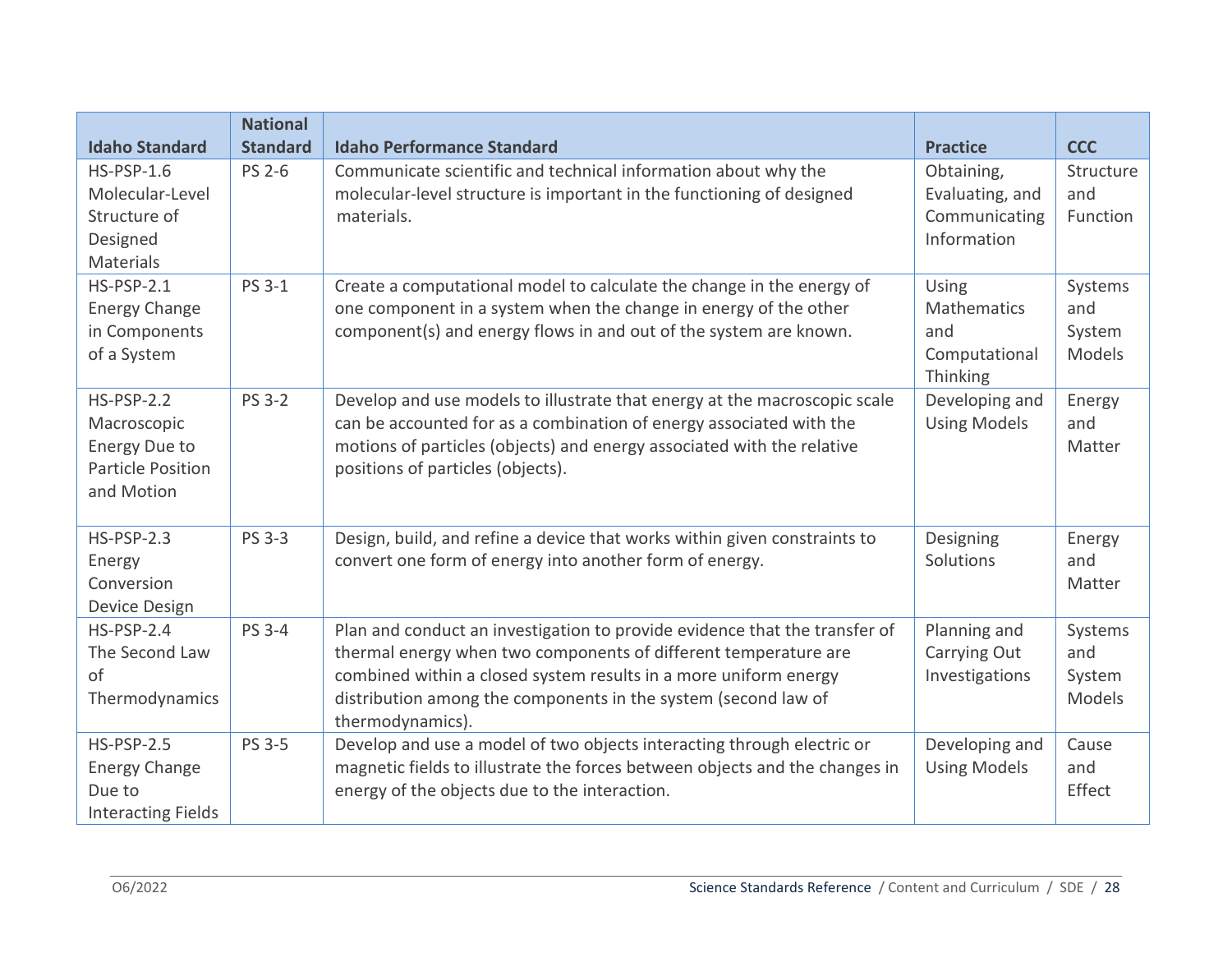| Idaho Standard | National Standard | Idaho Performance Standard | Practice | CCC |
|---|---|---|---|---|
| HS-PSP-1.6 Molecular-Level Structure of Designed Materials | PS 2-6 | Communicate scientific and technical information about why the molecular-level structure is important in the functioning of designed materials. | Obtaining, Evaluating, and Communicating Information | Structure and Function |
| HS-PSP-2.1 Energy Change in Components of a System | PS 3-1 | Create a computational model to calculate the change in the energy of one component in a system when the change in energy of the other component(s) and energy flows in and out of the system are known. | Using Mathematics and Computational Thinking | Systems and System Models |
| HS-PSP-2.2 Macroscopic Energy Due to Particle Position and Motion | PS 3-2 | Develop and use models to illustrate that energy at the macroscopic scale can be accounted for as a combination of energy associated with the motions of particles (objects) and energy associated with the relative positions of particles (objects). | Developing and Using Models | Energy and Matter |
| HS-PSP-2.3 Energy Conversion Device Design | PS 3-3 | Design, build, and refine a device that works within given constraints to convert one form of energy into another form of energy. | Designing Solutions | Energy and Matter |
| HS-PSP-2.4 The Second Law of Thermodynamics | PS 3-4 | Plan and conduct an investigation to provide evidence that the transfer of thermal energy when two components of different temperature are combined within a closed system results in a more uniform energy distribution among the components in the system (second law of thermodynamics). | Planning and Carrying Out Investigations | Systems and System Models |
| HS-PSP-2.5 Energy Change Due to Interacting Fields | PS 3-5 | Develop and use a model of two objects interacting through electric or magnetic fields to illustrate the forces between objects and the changes in energy of the objects due to the interaction. | Developing and Using Models | Cause and Effect |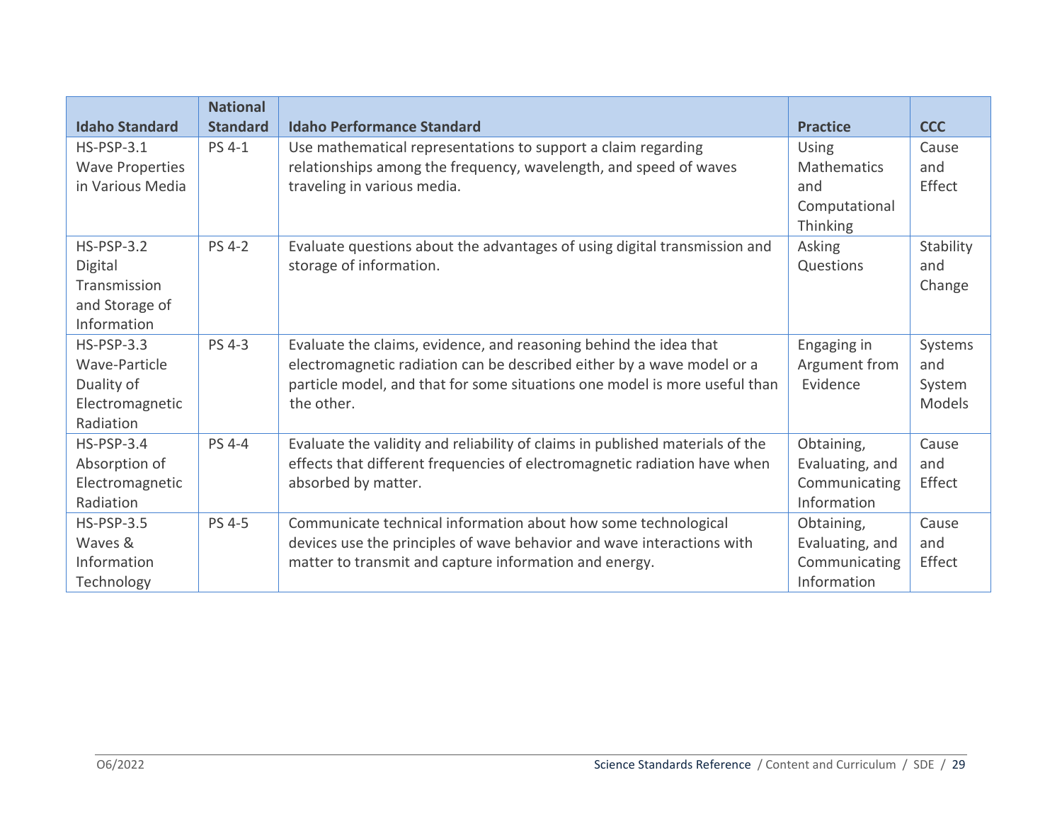| Idaho Standard | National Standard | Idaho Performance Standard | Practice | CCC |
|---|---|---|---|---|
| HS-PSP-3.1 Wave Properties in Various Media | PS 4-1 | Use mathematical representations to support a claim regarding relationships among the frequency, wavelength, and speed of waves traveling in various media. | Using Mathematics and Computational Thinking | Cause and Effect |
| HS-PSP-3.2 Digital Transmission and Storage of Information | PS 4-2 | Evaluate questions about the advantages of using digital transmission and storage of information. | Asking Questions | Stability and Change |
| HS-PSP-3.3 Wave-Particle Duality of Electromagnetic Radiation | PS 4-3 | Evaluate the claims, evidence, and reasoning behind the idea that electromagnetic radiation can be described either by a wave model or a particle model, and that for some situations one model is more useful than the other. | Engaging in Argument from Evidence | Systems and System Models |
| HS-PSP-3.4 Absorption of Electromagnetic Radiation | PS 4-4 | Evaluate the validity and reliability of claims in published materials of the effects that different frequencies of electromagnetic radiation have when absorbed by matter. | Obtaining, Evaluating, and Communicating Information | Cause and Effect |
| HS-PSP-3.5 Waves & Information Technology | PS 4-5 | Communicate technical information about how some technological devices use the principles of wave behavior and wave interactions with matter to transmit and capture information and energy. | Obtaining, Evaluating, and Communicating Information | Cause and Effect |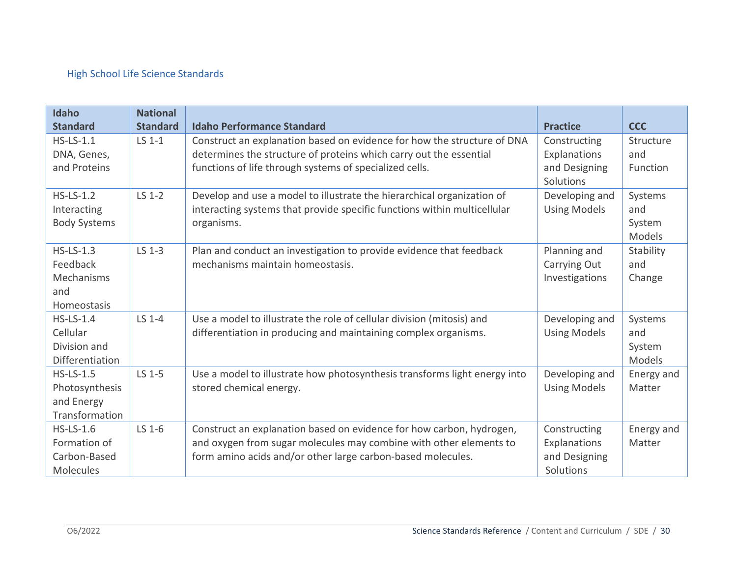## High School Life Science Standards

| Idaho Standard | National Standard | Idaho Performance Standard | Practice | CCC |
|---|---|---|---|---|
| HS-LS-1.1 DNA, Genes, and Proteins | LS 1-1 | Construct an explanation based on evidence for how the structure of DNA determines the structure of proteins which carry out the essential functions of life through systems of specialized cells. | Constructing Explanations and Designing Solutions | Structure and Function |
| HS-LS-1.2 Interacting Body Systems | LS 1-2 | Develop and use a model to illustrate the hierarchical organization of interacting systems that provide specific functions within multicellular organisms. | Developing and Using Models | Systems and System Models |
| HS-LS-1.3 Feedback Mechanisms and Homeostasis | LS 1-3 | Plan and conduct an investigation to provide evidence that feedback mechanisms maintain homeostasis. | Planning and Carrying Out Investigations | Stability and Change |
| HS-LS-1.4 Cellular Division and Differentiation | LS 1-4 | Use a model to illustrate the role of cellular division (mitosis) and differentiation in producing and maintaining complex organisms. | Developing and Using Models | Systems and System Models |
| HS-LS-1.5 Photosynthesis and Energy Transformation | LS 1-5 | Use a model to illustrate how photosynthesis transforms light energy into stored chemical energy. | Developing and Using Models | Energy and Matter |
| HS-LS-1.6 Formation of Carbon-Based Molecules | LS 1-6 | Construct an explanation based on evidence for how carbon, hydrogen, and oxygen from sugar molecules may combine with other elements to form amino acids and/or other large carbon-based molecules. | Constructing Explanations and Designing Solutions | Energy and Matter |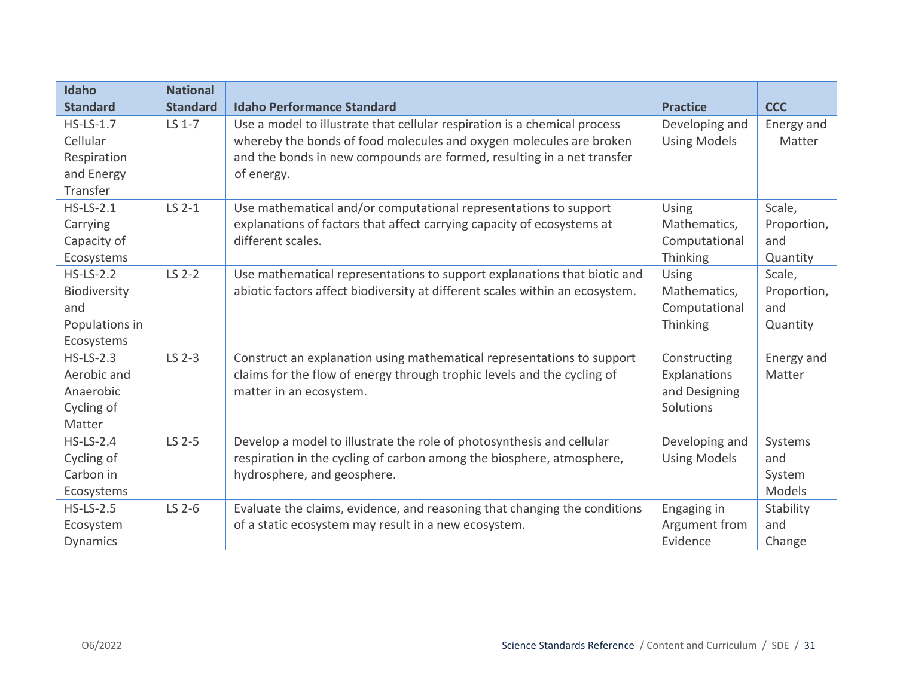| Idaho Standard | National Standard | Idaho Performance Standard | Practice | CCC |
|---|---|---|---|---|
| HS-LS-1.7 Cellular Respiration and Energy Transfer | LS 1-7 | Use a model to illustrate that cellular respiration is a chemical process whereby the bonds of food molecules and oxygen molecules are broken and the bonds in new compounds are formed, resulting in a net transfer of energy. | Developing and Using Models | Energy and Matter |
| HS-LS-2.1 Carrying Capacity of Ecosystems | LS 2-1 | Use mathematical and/or computational representations to support explanations of factors that affect carrying capacity of ecosystems at different scales. | Using Mathematics, Computational Thinking | Scale, Proportion, and Quantity |
| HS-LS-2.2 Biodiversity and Populations in Ecosystems | LS 2-2 | Use mathematical representations to support explanations that biotic and abiotic factors affect biodiversity at different scales within an ecosystem. | Using Mathematics, Computational Thinking | Scale, Proportion, and Quantity |
| HS-LS-2.3 Aerobic and Anaerobic Cycling of Matter | LS 2-3 | Construct an explanation using mathematical representations to support claims for the flow of energy through trophic levels and the cycling of matter in an ecosystem. | Constructing Explanations and Designing Solutions | Energy and Matter |
| HS-LS-2.4 Cycling of Carbon in Ecosystems | LS 2-5 | Develop a model to illustrate the role of photosynthesis and cellular respiration in the cycling of carbon among the biosphere, atmosphere, hydrosphere, and geosphere. | Developing and Using Models | Systems and System Models |
| HS-LS-2.5 Ecosystem Dynamics | LS 2-6 | Evaluate the claims, evidence, and reasoning that changing the conditions of a static ecosystem may result in a new ecosystem. | Engaging in Argument from Evidence | Stability and Change |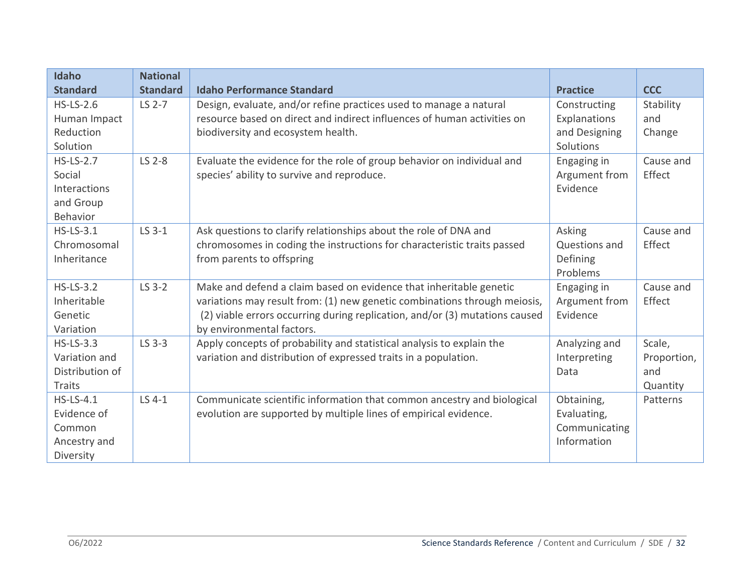| Idaho Standard | National Standard | Idaho Performance Standard | Practice | CCC |
|---|---|---|---|---|
| HS-LS-2.6 Human Impact Reduction Solution | LS 2-7 | Design, evaluate, and/or refine practices used to manage a natural resource based on direct and indirect influences of human activities on biodiversity and ecosystem health. | Constructing Explanations and Designing Solutions | Stability and Change |
| HS-LS-2.7 Social Interactions and Group Behavior | LS 2-8 | Evaluate the evidence for the role of group behavior on individual and species' ability to survive and reproduce. | Engaging in Argument from Evidence | Cause and Effect |
| HS-LS-3.1 Chromosomal Inheritance | LS 3-1 | Ask questions to clarify relationships about the role of DNA and chromosomes in coding the instructions for characteristic traits passed from parents to offspring | Asking Questions and Defining Problems | Cause and Effect |
| HS-LS-3.2 Inheritable Genetic Variation | LS 3-2 | Make and defend a claim based on evidence that inheritable genetic variations may result from: (1) new genetic combinations through meiosis, (2) viable errors occurring during replication, and/or (3) mutations caused by environmental factors. | Engaging in Argument from Evidence | Cause and Effect |
| HS-LS-3.3 Variation and Distribution of Traits | LS 3-3 | Apply concepts of probability and statistical analysis to explain the variation and distribution of expressed traits in a population. | Analyzing and Interpreting Data | Scale, Proportion, and Quantity |
| HS-LS-4.1 Evidence of Common Ancestry and Diversity | LS 4-1 | Communicate scientific information that common ancestry and biological evolution are supported by multiple lines of empirical evidence. | Obtaining, Evaluating, Communicating Information | Patterns |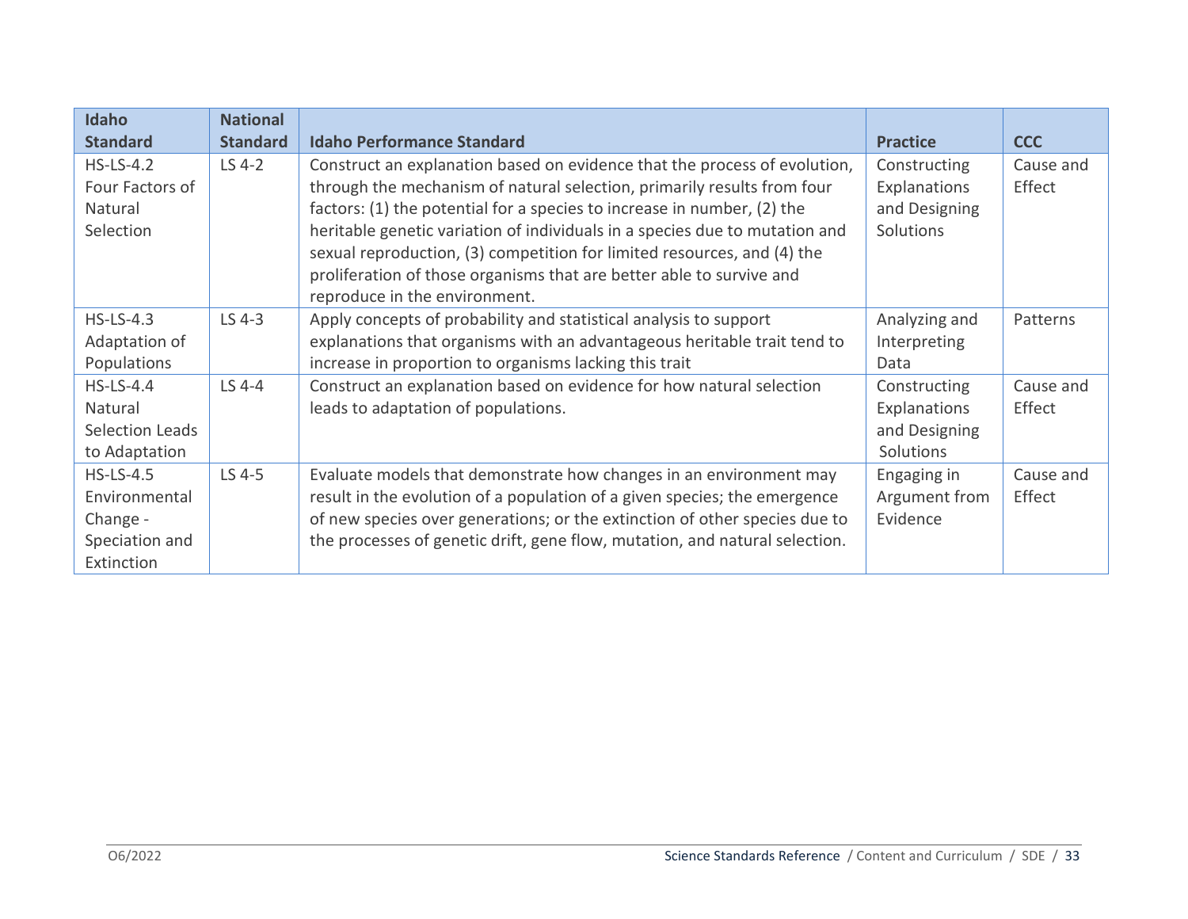| Idaho Standard | National Standard | Idaho Performance Standard | Practice | CCC |
|---|---|---|---|---|
| HS-LS-4.2 Four Factors of Natural Selection | LS 4-2 | Construct an explanation based on evidence that the process of evolution, through the mechanism of natural selection, primarily results from four factors: (1) the potential for a species to increase in number, (2) the heritable genetic variation of individuals in a species due to mutation and sexual reproduction, (3) competition for limited resources, and (4) the proliferation of those organisms that are better able to survive and reproduce in the environment. | Constructing Explanations and Designing Solutions | Cause and Effect |
| HS-LS-4.3 Adaptation of Populations | LS 4-3 | Apply concepts of probability and statistical analysis to support explanations that organisms with an advantageous heritable trait tend to increase in proportion to organisms lacking this trait | Analyzing and Interpreting Data | Patterns |
| HS-LS-4.4 Natural Selection Leads to Adaptation | LS 4-4 | Construct an explanation based on evidence for how natural selection leads to adaptation of populations. | Constructing Explanations and Designing Solutions | Cause and Effect |
| HS-LS-4.5 Environmental Change - Speciation and Extinction | LS 4-5 | Evaluate models that demonstrate how changes in an environment may result in the evolution of a population of a given species; the emergence of new species over generations; or the extinction of other species due to the processes of genetic drift, gene flow, mutation, and natural selection. | Engaging in Argument from Evidence | Cause and Effect |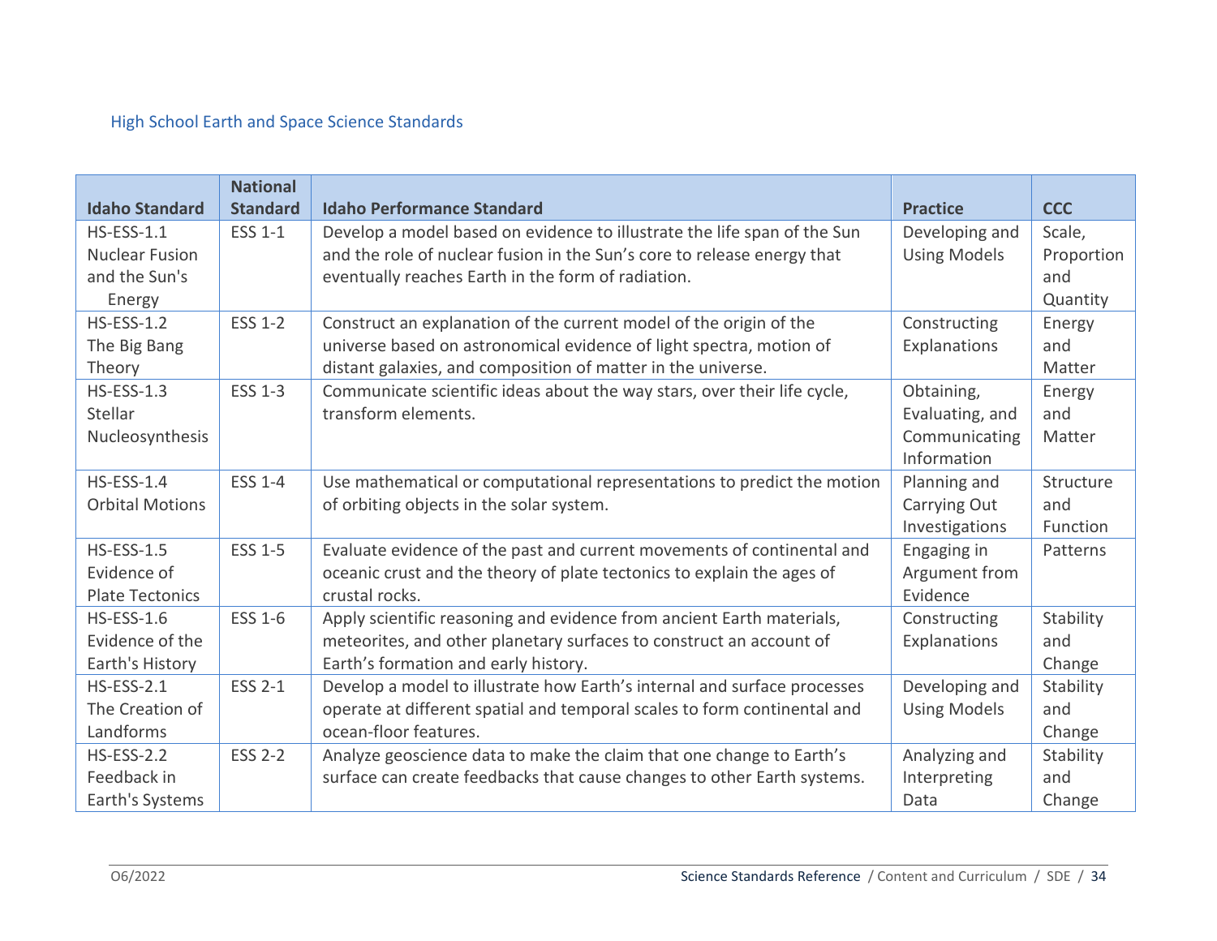## High School Earth and Space Science Standards

| Idaho Standard | National Standard | Idaho Performance Standard | Practice | CCC |
|---|---|---|---|---|
| HS-ESS-1.1 Nuclear Fusion and the Sun's Energy | ESS 1-1 | Develop a model based on evidence to illustrate the life span of the Sun and the role of nuclear fusion in the Sun's core to release energy that eventually reaches Earth in the form of radiation. | Developing and Using Models | Scale, Proportion and Quantity |
| HS-ESS-1.2 The Big Bang Theory | ESS 1-2 | Construct an explanation of the current model of the origin of the universe based on astronomical evidence of light spectra, motion of distant galaxies, and composition of matter in the universe. | Constructing Explanations | Energy and Matter |
| HS-ESS-1.3 Stellar Nucleosynthesis | ESS 1-3 | Communicate scientific ideas about the way stars, over their life cycle, transform elements. | Obtaining, Evaluating, and Communicating Information | Energy and Matter |
| HS-ESS-1.4 Orbital Motions | ESS 1-4 | Use mathematical or computational representations to predict the motion of orbiting objects in the solar system. | Planning and Carrying Out Investigations | Structure and Function |
| HS-ESS-1.5 Evidence of Plate Tectonics | ESS 1-5 | Evaluate evidence of the past and current movements of continental and oceanic crust and the theory of plate tectonics to explain the ages of crustal rocks. | Engaging in Argument from Evidence | Patterns |
| HS-ESS-1.6 Evidence of the Earth's History | ESS 1-6 | Apply scientific reasoning and evidence from ancient Earth materials, meteorites, and other planetary surfaces to construct an account of Earth's formation and early history. | Constructing Explanations | Stability and Change |
| HS-ESS-2.1 The Creation of Landforms | ESS 2-1 | Develop a model to illustrate how Earth's internal and surface processes operate at different spatial and temporal scales to form continental and ocean-floor features. | Developing and Using Models | Stability and Change |
| HS-ESS-2.2 Feedback in Earth's Systems | ESS 2-2 | Analyze geoscience data to make the claim that one change to Earth's surface can create feedbacks that cause changes to other Earth systems. | Analyzing and Interpreting Data | Stability and Change |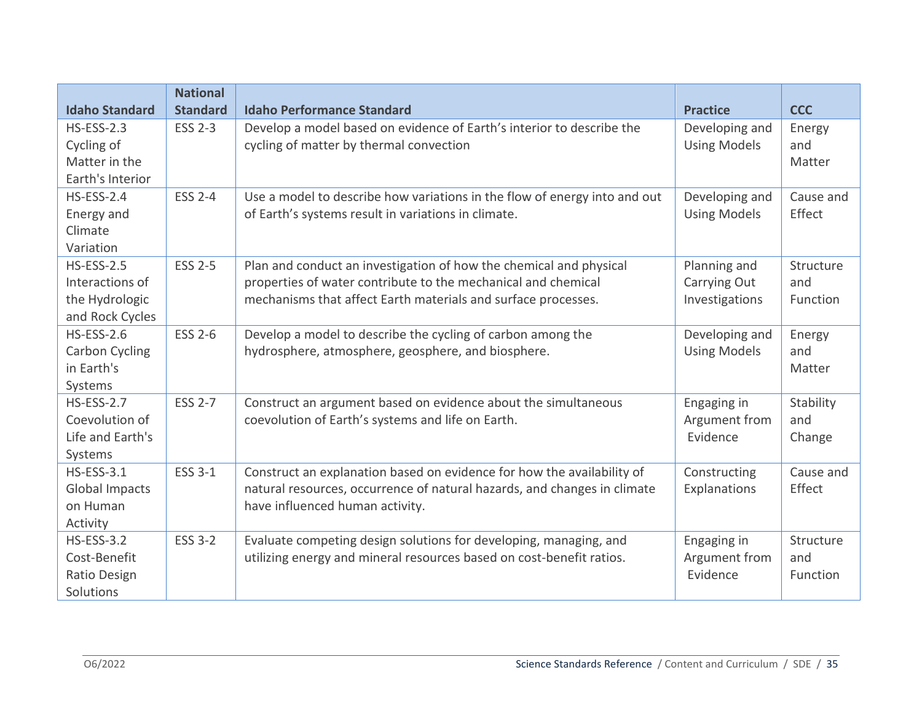| Idaho Standard | National Standard | Idaho Performance Standard | Practice | CCC |
|---|---|---|---|---|
| HS-ESS-2.3 Cycling of Matter in the Earth's Interior | ESS 2-3 | Develop a model based on evidence of Earth's interior to describe the cycling of matter by thermal convection | Developing and Using Models | Energy and Matter |
| HS-ESS-2.4 Energy and Climate Variation | ESS 2-4 | Use a model to describe how variations in the flow of energy into and out of Earth's systems result in variations in climate. | Developing and Using Models | Cause and Effect |
| HS-ESS-2.5 Interactions of the Hydrologic and Rock Cycles | ESS 2-5 | Plan and conduct an investigation of how the chemical and physical properties of water contribute to the mechanical and chemical mechanisms that affect Earth materials and surface processes. | Planning and Carrying Out Investigations | Structure and Function |
| HS-ESS-2.6 Carbon Cycling in Earth's Systems | ESS 2-6 | Develop a model to describe the cycling of carbon among the hydrosphere, atmosphere, geosphere, and biosphere. | Developing and Using Models | Energy and Matter |
| HS-ESS-2.7 Coevolution of Life and Earth's Systems | ESS 2-7 | Construct an argument based on evidence about the simultaneous coevolution of Earth's systems and life on Earth. | Engaging in Argument from Evidence | Stability and Change |
| HS-ESS-3.1 Global Impacts on Human Activity | ESS 3-1 | Construct an explanation based on evidence for how the availability of natural resources, occurrence of natural hazards, and changes in climate have influenced human activity. | Constructing Explanations | Cause and Effect |
| HS-ESS-3.2 Cost-Benefit Ratio Design Solutions | ESS 3-2 | Evaluate competing design solutions for developing, managing, and utilizing energy and mineral resources based on cost-benefit ratios. | Engaging in Argument from Evidence | Structure and Function |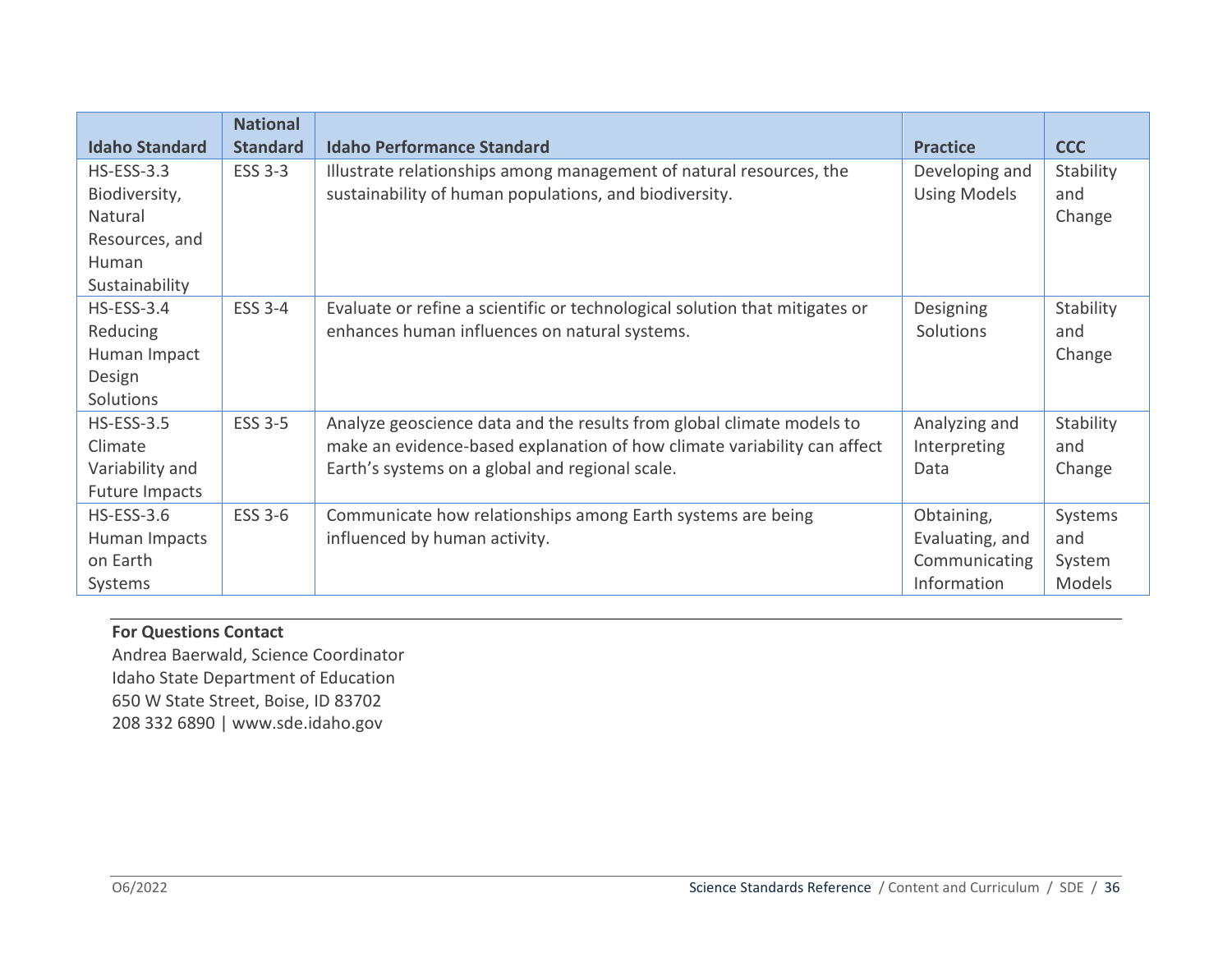| Idaho Standard | National Standard | Idaho Performance Standard | Practice | CCC |
|---|---|---|---|---|
| HS-ESS-3.3 Biodiversity, Natural Resources, and Human Sustainability | ESS 3-3 | Illustrate relationships among management of natural resources, the sustainability of human populations, and biodiversity. | Developing and Using Models | Stability and Change |
| HS-ESS-3.4 Reducing Human Impact Design Solutions | ESS 3-4 | Evaluate or refine a scientific or technological solution that mitigates or enhances human influences on natural systems. | Designing Solutions | Stability and Change |
| HS-ESS-3.5 Climate Variability and Future Impacts | ESS 3-5 | Analyze geoscience data and the results from global climate models to make an evidence-based explanation of how climate variability can affect Earth's systems on a global and regional scale. | Analyzing and Interpreting Data | Stability and Change |
| HS-ESS-3.6 Human Impacts on Earth Systems | ESS 3-6 | Communicate how relationships among Earth systems are being influenced by human activity. | Obtaining, Evaluating, and Communicating Information | Systems and System Models |

**For Questions Contact**

Andrea Baerwald, Science Coordinator
Idaho State Department of Education
650 W State Street, Boise, ID 83702
208 332 6890 | www.sde.idaho.gov